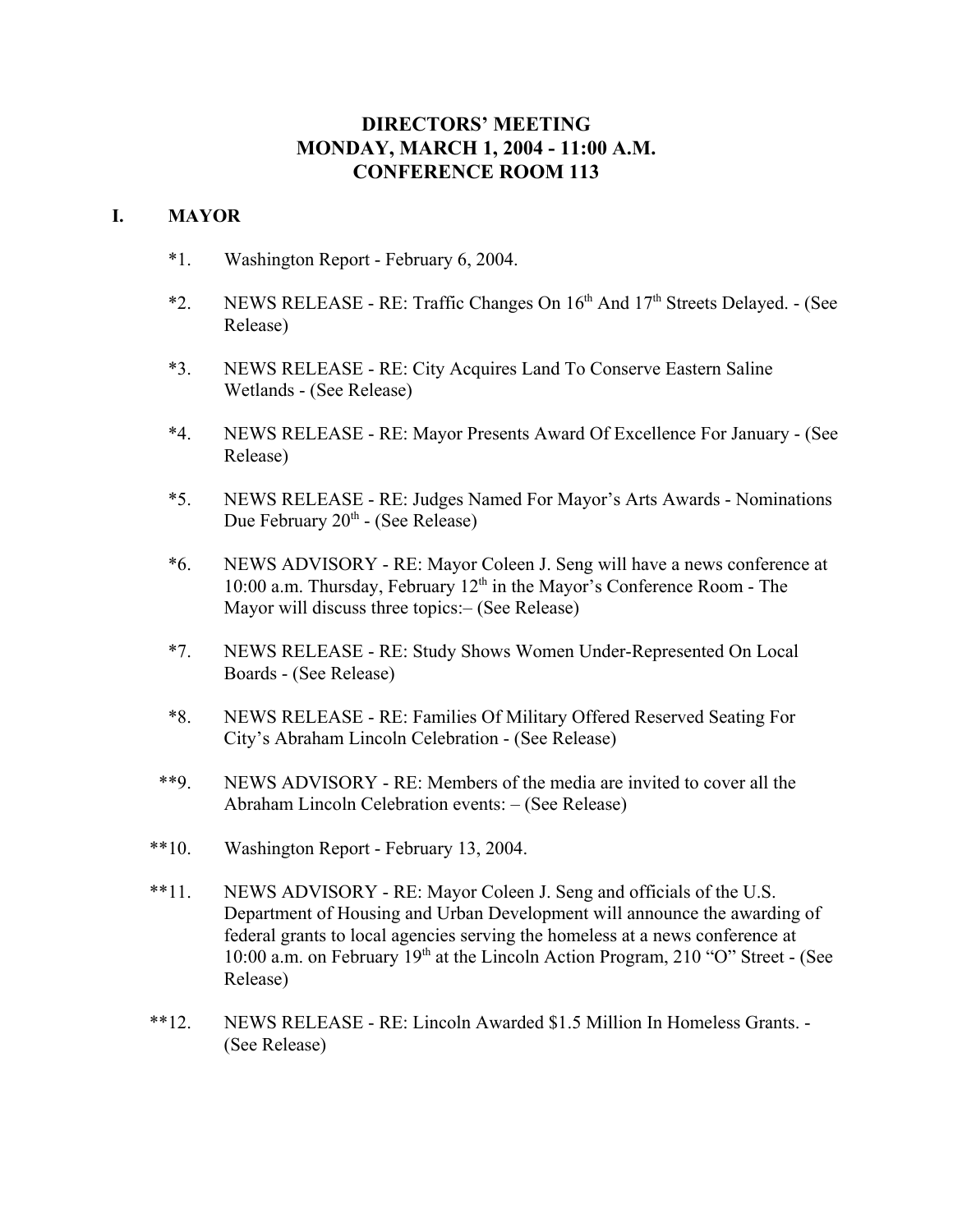# DIRECTORS' MEETING
# MONDAY, MARCH 1, 2004 - 11:00 A.M.
# CONFERENCE ROOM 113

## I. MAYOR

*1. Washington Report - February 6, 2004.

*2. NEWS RELEASE - RE: Traffic Changes On 16th And 17th Streets Delayed. - (See Release)

*3. NEWS RELEASE - RE: City Acquires Land To Conserve Eastern Saline Wetlands - (See Release)

*4. NEWS RELEASE - RE: Mayor Presents Award Of Excellence For January - (See Release)

*5. NEWS RELEASE - RE: Judges Named For Mayor's Arts Awards - Nominations Due February 20th - (See Release)

*6. NEWS ADVISORY - RE: Mayor Coleen J. Seng will have a news conference at 10:00 a.m. Thursday, February 12th in the Mayor's Conference Room - The Mayor will discuss three topics:– (See Release)

*7. NEWS RELEASE - RE: Study Shows Women Under-Represented On Local Boards - (See Release)

*8. NEWS RELEASE - RE: Families Of Military Offered Reserved Seating For City's Abraham Lincoln Celebration - (See Release)

**9. NEWS ADVISORY - RE: Members of the media are invited to cover all the Abraham Lincoln Celebration events: – (See Release)

**10. Washington Report - February 13, 2004.

**11. NEWS ADVISORY - RE: Mayor Coleen J. Seng and officials of the U.S. Department of Housing and Urban Development will announce the awarding of federal grants to local agencies serving the homeless at a news conference at 10:00 a.m. on February 19th at the Lincoln Action Program, 210 "O" Street - (See Release)

**12. NEWS RELEASE - RE: Lincoln Awarded $1.5 Million In Homeless Grants. - (See Release)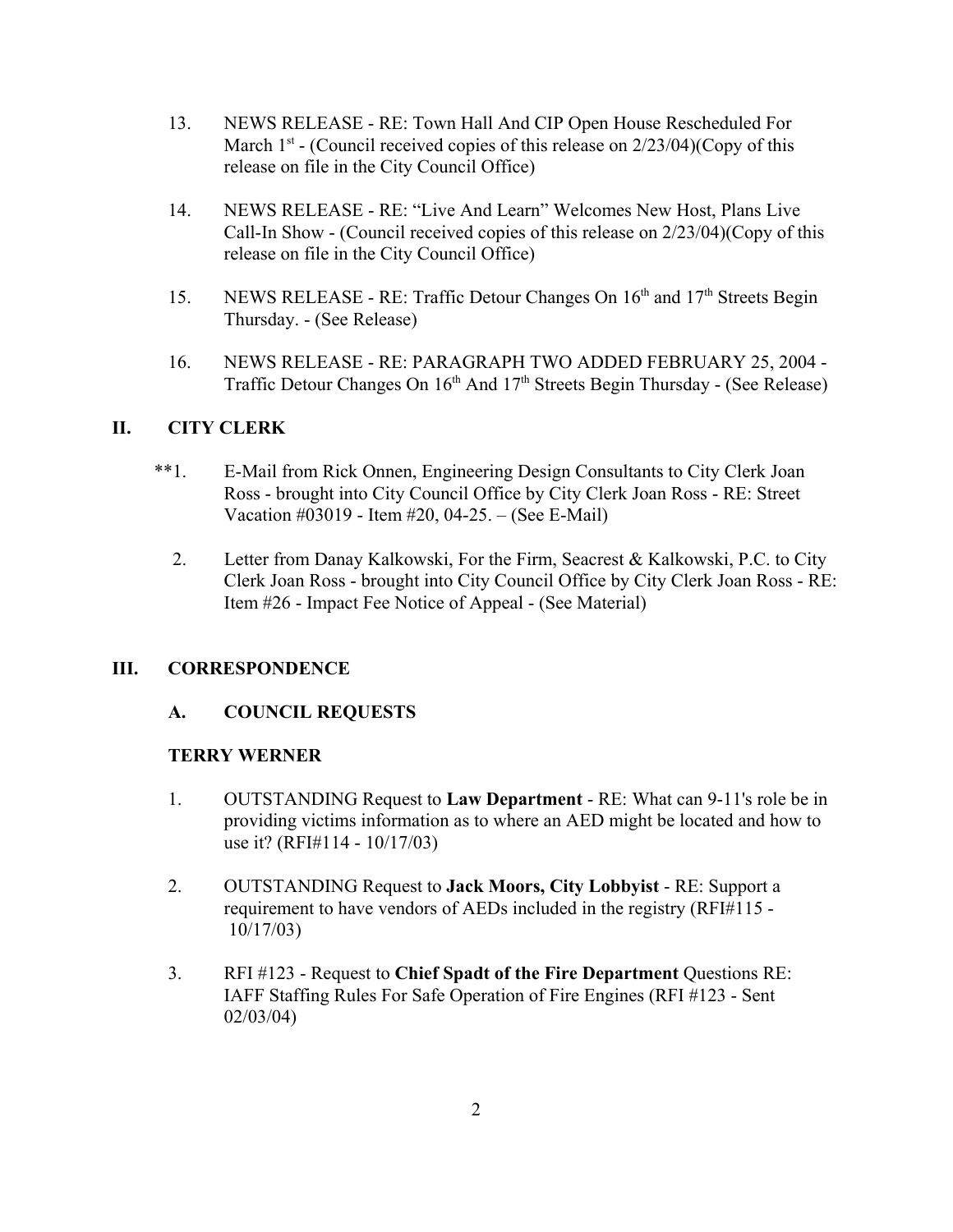13. NEWS RELEASE - RE: Town Hall And CIP Open House Rescheduled For March 1st - (Council received copies of this release on 2/23/04)(Copy of this release on file in the City Council Office)

14. NEWS RELEASE - RE: "Live And Learn" Welcomes New Host, Plans Live Call-In Show - (Council received copies of this release on 2/23/04)(Copy of this release on file in the City Council Office)

15. NEWS RELEASE - RE: Traffic Detour Changes On 16th and 17th Streets Begin Thursday. - (See Release)

16. NEWS RELEASE - RE: PARAGRAPH TWO ADDED FEBRUARY 25, 2004 - Traffic Detour Changes On 16th And 17th Streets Begin Thursday - (See Release)

## II. CITY CLERK

**1. E-Mail from Rick Onnen, Engineering Design Consultants to City Clerk Joan Ross - brought into City Council Office by City Clerk Joan Ross - RE: Street Vacation #03019 - Item #20, 04-25. – (See E-Mail)

2. Letter from Danay Kalkowski, For the Firm, Seacrest & Kalkowski, P.C. to City Clerk Joan Ross - brought into City Council Office by City Clerk Joan Ross - RE: Item #26 - Impact Fee Notice of Appeal - (See Material)

## III. CORRESPONDENCE

### A. COUNCIL REQUESTS

**TERRY WERNER**

1. OUTSTANDING Request to **Law Department** - RE: What can 9-11's role be in providing victims information as to where an AED might be located and how to use it? (RFI#114 - 10/17/03)

2. OUTSTANDING Request to **Jack Moors, City Lobbyist** - RE: Support a requirement to have vendors of AEDs included in the registry (RFI#115 - 10/17/03)

3. RFI #123 - Request to **Chief Spadt of the Fire Department** Questions RE: IAFF Staffing Rules For Safe Operation of Fire Engines (RFI #123 - Sent 02/03/04)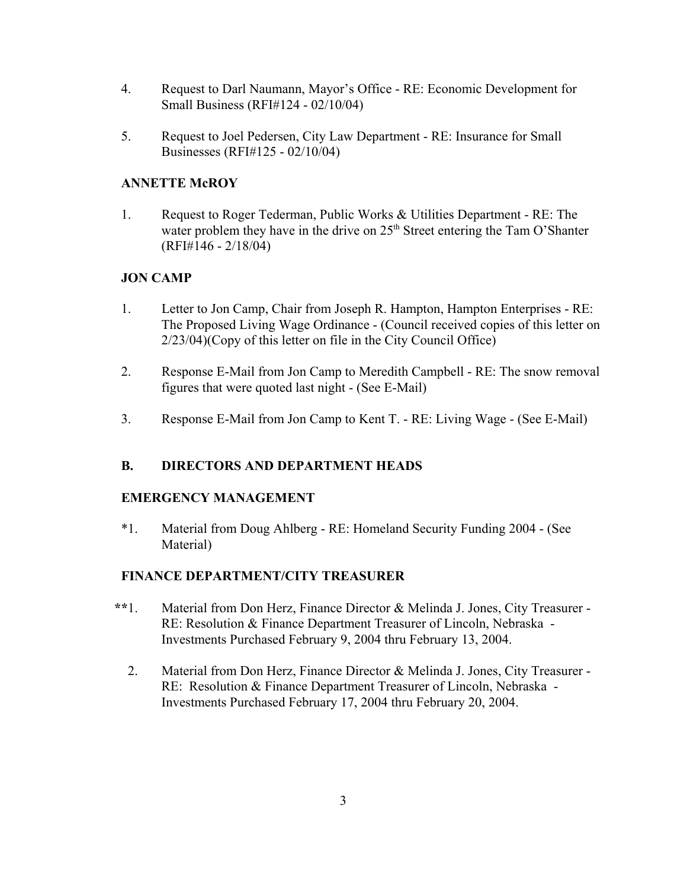4. Request to Darl Naumann, Mayor's Office - RE: Economic Development for Small Business (RFI#124 - 02/10/04)

5. Request to Joel Pedersen, City Law Department - RE: Insurance for Small Businesses (RFI#125 - 02/10/04)

**ANNETTE McROY**

1. Request to Roger Tederman, Public Works & Utilities Department - RE: The water problem they have in the drive on 25th Street entering the Tam O'Shanter (RFI#146 - 2/18/04)

**JON CAMP**

1. Letter to Jon Camp, Chair from Joseph R. Hampton, Hampton Enterprises - RE: The Proposed Living Wage Ordinance - (Council received copies of this letter on 2/23/04)(Copy of this letter on file in the City Council Office)

2. Response E-Mail from Jon Camp to Meredith Campbell - RE: The snow removal figures that were quoted last night - (See E-Mail)

3. Response E-Mail from Jon Camp to Kent T. - RE: Living Wage - (See E-Mail)

**B. DIRECTORS AND DEPARTMENT HEADS**

**EMERGENCY MANAGEMENT**

*1. Material from Doug Ahlberg - RE: Homeland Security Funding 2004 - (See Material)

**FINANCE DEPARTMENT/CITY TREASURER**

**1. Material from Don Herz, Finance Director & Melinda J. Jones, City Treasurer - RE: Resolution & Finance Department Treasurer of Lincoln, Nebraska - Investments Purchased February 9, 2004 thru February 13, 2004.

2. Material from Don Herz, Finance Director & Melinda J. Jones, City Treasurer - RE: Resolution & Finance Department Treasurer of Lincoln, Nebraska - Investments Purchased February 17, 2004 thru February 20, 2004.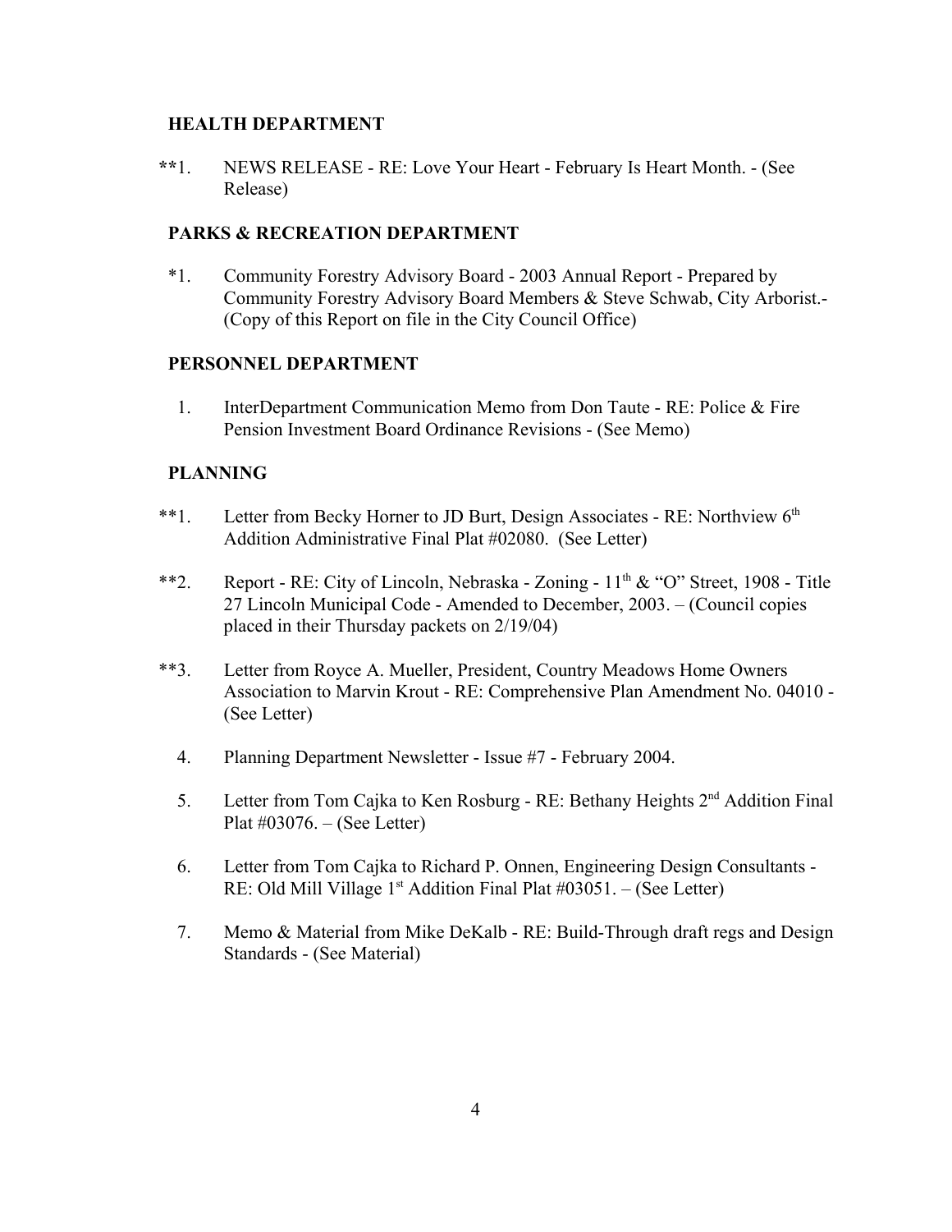## HEALTH DEPARTMENT

**1. NEWS RELEASE - RE: Love Your Heart - February Is Heart Month. - (See Release)

## PARKS & RECREATION DEPARTMENT

*1. Community Forestry Advisory Board - 2003 Annual Report - Prepared by Community Forestry Advisory Board Members & Steve Schwab, City Arborist.- (Copy of this Report on file in the City Council Office)

## PERSONNEL DEPARTMENT

1. InterDepartment Communication Memo from Don Taute - RE: Police & Fire Pension Investment Board Ordinance Revisions - (See Memo)

## PLANNING

**1. Letter from Becky Horner to JD Burt, Design Associates - RE: Northview 6th Addition Administrative Final Plat #02080. (See Letter)

**2. Report - RE: City of Lincoln, Nebraska - Zoning - 11th & "O" Street, 1908 - Title 27 Lincoln Municipal Code - Amended to December, 2003. – (Council copies placed in their Thursday packets on 2/19/04)

**3. Letter from Royce A. Mueller, President, Country Meadows Home Owners Association to Marvin Krout - RE: Comprehensive Plan Amendment No. 04010 - (See Letter)

4. Planning Department Newsletter - Issue #7 - February 2004.

5. Letter from Tom Cajka to Ken Rosburg - RE: Bethany Heights 2nd Addition Final Plat #03076. – (See Letter)

6. Letter from Tom Cajka to Richard P. Onnen, Engineering Design Consultants - RE: Old Mill Village 1st Addition Final Plat #03051. – (See Letter)

7. Memo & Material from Mike DeKalb - RE: Build-Through draft regs and Design Standards - (See Material)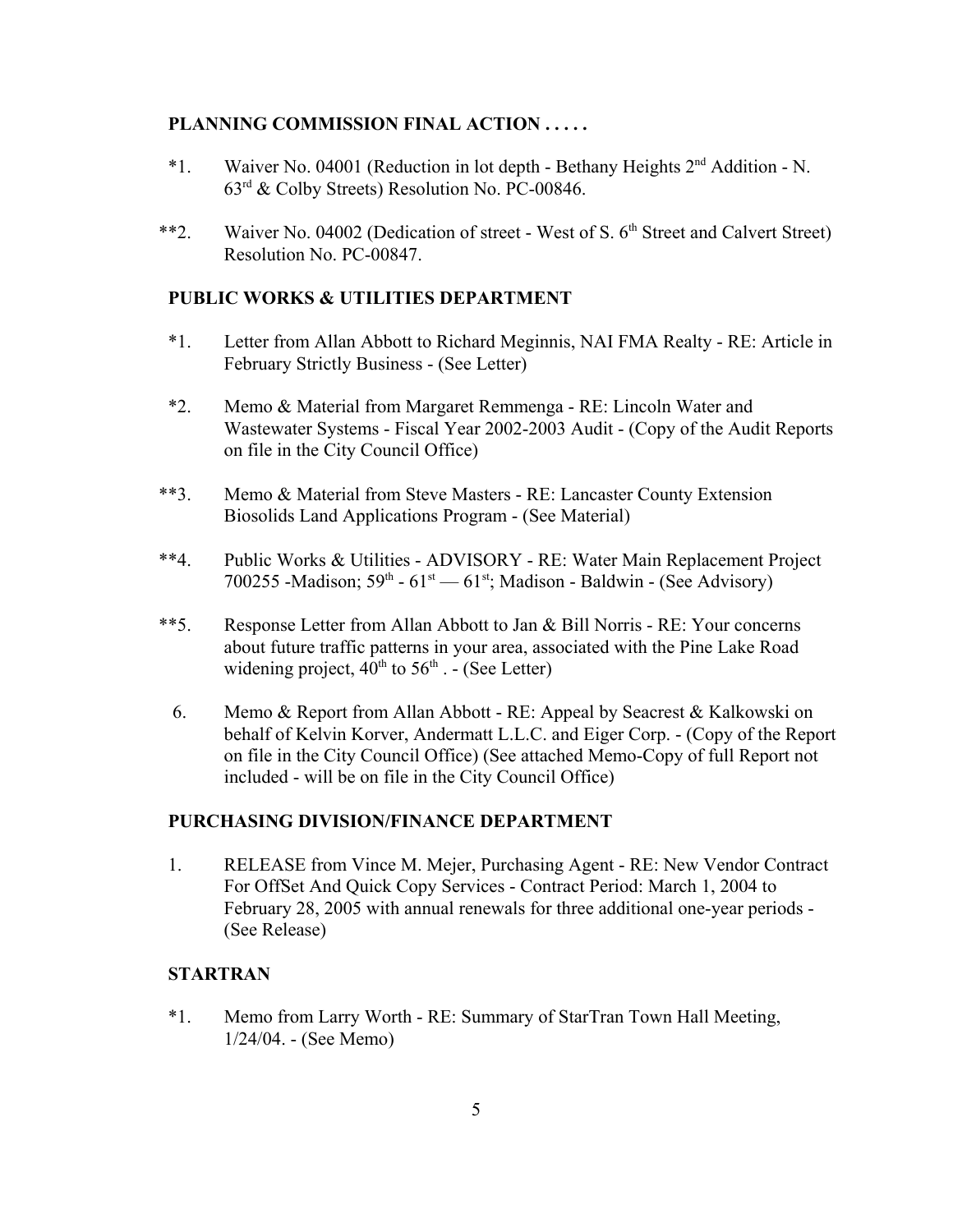**PLANNING COMMISSION FINAL ACTION . . . . .**

*1. Waiver No. 04001 (Reduction in lot depth - Bethany Heights 2nd Addition - N. 63rd & Colby Streets) Resolution No. PC-00846.

**2. Waiver No. 04002 (Dedication of street - West of S. 6th Street and Calvert Street) Resolution No. PC-00847.

**PUBLIC WORKS & UTILITIES DEPARTMENT**

*1. Letter from Allan Abbott to Richard Meginnis, NAI FMA Realty - RE: Article in February Strictly Business - (See Letter)

*2. Memo & Material from Margaret Remmenga - RE: Lincoln Water and Wastewater Systems - Fiscal Year 2002-2003 Audit - (Copy of the Audit Reports on file in the City Council Office)

**3. Memo & Material from Steve Masters - RE: Lancaster County Extension Biosolids Land Applications Program - (See Material)

**4. Public Works & Utilities - ADVISORY - RE: Water Main Replacement Project 700255 -Madison; 59th - 61st — 61st; Madison - Baldwin - (See Advisory)

**5. Response Letter from Allan Abbott to Jan & Bill Norris - RE: Your concerns about future traffic patterns in your area, associated with the Pine Lake Road widening project, 40th to 56th . - (See Letter)

6. Memo & Report from Allan Abbott - RE: Appeal by Seacrest & Kalkowski on behalf of Kelvin Korver, Andermatt L.L.C. and Eiger Corp. - (Copy of the Report on file in the City Council Office) (See attached Memo-Copy of full Report not included - will be on file in the City Council Office)

**PURCHASING DIVISION/FINANCE DEPARTMENT**

1. RELEASE from Vince M. Mejer, Purchasing Agent - RE: New Vendor Contract For OffSet And Quick Copy Services - Contract Period: March 1, 2004 to February 28, 2005 with annual renewals for three additional one-year periods - (See Release)

**STARTRAN**

*1. Memo from Larry Worth - RE: Summary of StarTran Town Hall Meeting, 1/24/04. - (See Memo)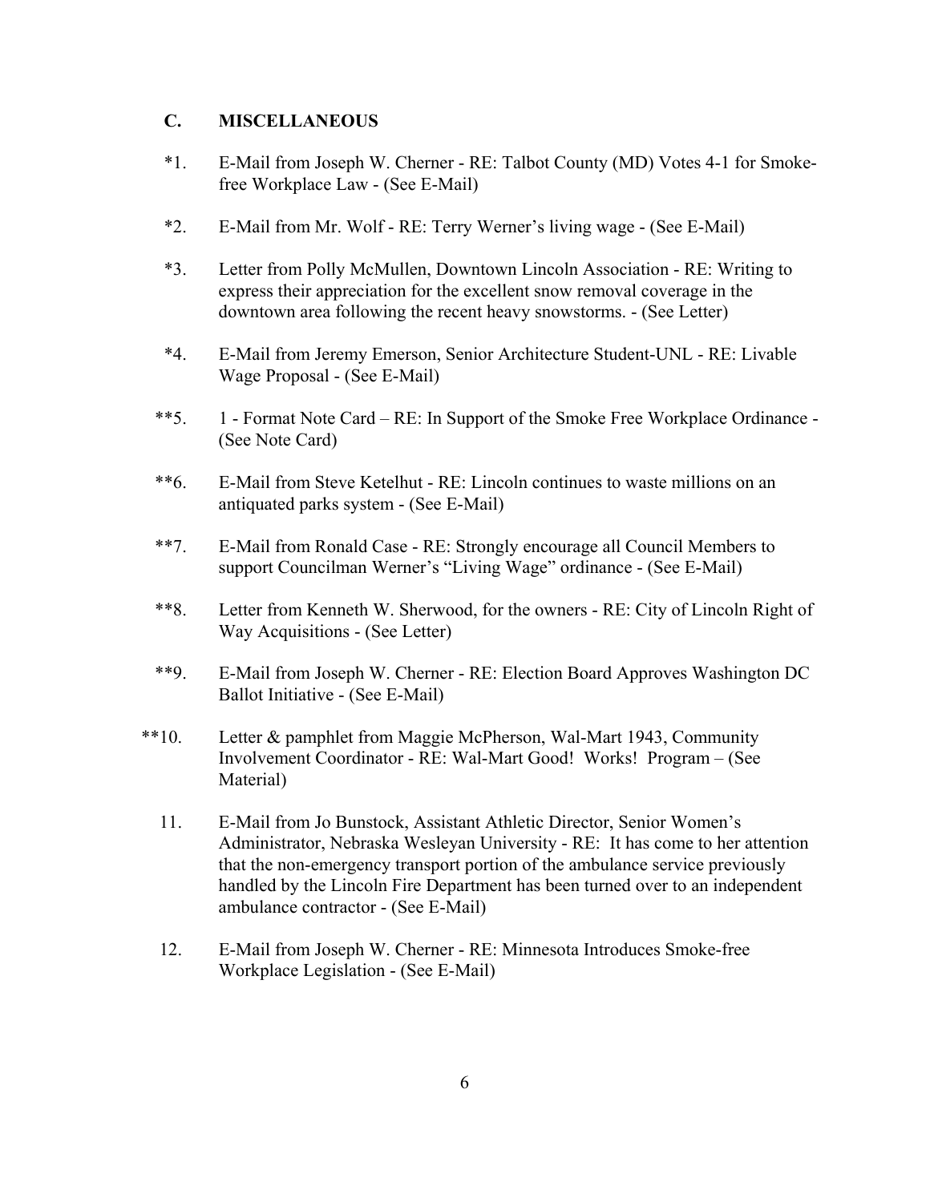### C. MISCELLANEOUS

*1. E-Mail from Joseph W. Cherner - RE: Talbot County (MD) Votes 4-1 for Smoke-free Workplace Law - (See E-Mail)

*2. E-Mail from Mr. Wolf - RE: Terry Werner's living wage - (See E-Mail)

*3. Letter from Polly McMullen, Downtown Lincoln Association - RE: Writing to express their appreciation for the excellent snow removal coverage in the downtown area following the recent heavy snowstorms. - (See Letter)

*4. E-Mail from Jeremy Emerson, Senior Architecture Student-UNL - RE: Livable Wage Proposal - (See E-Mail)

**5. 1 - Format Note Card – RE: In Support of the Smoke Free Workplace Ordinance - (See Note Card)

**6. E-Mail from Steve Ketelhut - RE: Lincoln continues to waste millions on an antiquated parks system - (See E-Mail)

**7. E-Mail from Ronald Case - RE: Strongly encourage all Council Members to support Councilman Werner's "Living Wage" ordinance - (See E-Mail)

**8. Letter from Kenneth W. Sherwood, for the owners - RE: City of Lincoln Right of Way Acquisitions - (See Letter)

**9. E-Mail from Joseph W. Cherner - RE: Election Board Approves Washington DC Ballot Initiative - (See E-Mail)

**10. Letter & pamphlet from Maggie McPherson, Wal-Mart 1943, Community Involvement Coordinator - RE: Wal-Mart Good! Works! Program – (See Material)

11. E-Mail from Jo Bunstock, Assistant Athletic Director, Senior Women's Administrator, Nebraska Wesleyan University - RE: It has come to her attention that the non-emergency transport portion of the ambulance service previously handled by the Lincoln Fire Department has been turned over to an independent ambulance contractor - (See E-Mail)

12. E-Mail from Joseph W. Cherner - RE: Minnesota Introduces Smoke-free Workplace Legislation - (See E-Mail)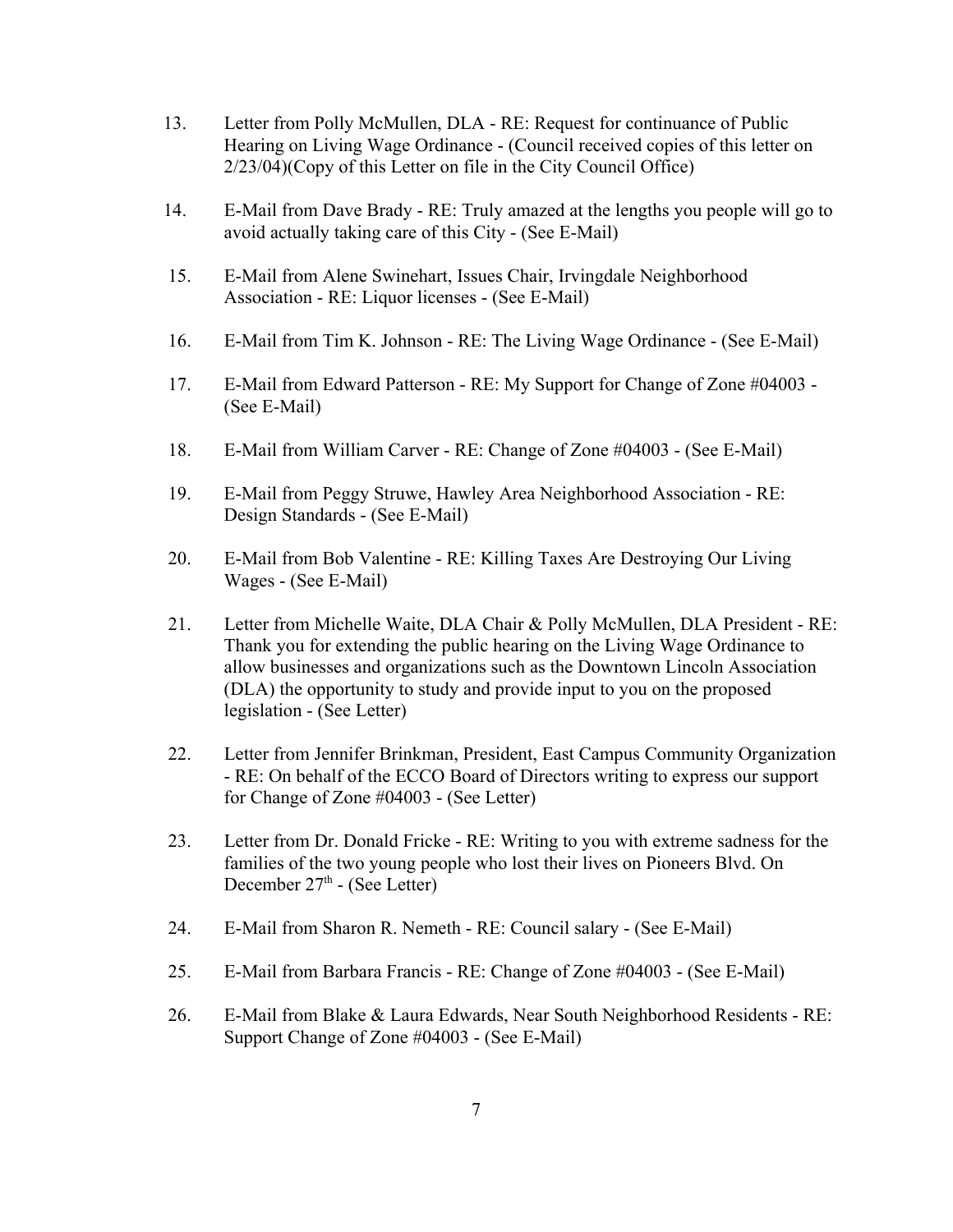13. Letter from Polly McMullen, DLA - RE: Request for continuance of Public Hearing on Living Wage Ordinance - (Council received copies of this letter on 2/23/04)(Copy of this Letter on file in the City Council Office)

14. E-Mail from Dave Brady - RE: Truly amazed at the lengths you people will go to avoid actually taking care of this City - (See E-Mail)

15. E-Mail from Alene Swinehart, Issues Chair, Irvingdale Neighborhood Association - RE: Liquor licenses - (See E-Mail)

16. E-Mail from Tim K. Johnson - RE: The Living Wage Ordinance - (See E-Mail)

17. E-Mail from Edward Patterson - RE: My Support for Change of Zone #04003 - (See E-Mail)

18. E-Mail from William Carver - RE: Change of Zone #04003 - (See E-Mail)

19. E-Mail from Peggy Struwe, Hawley Area Neighborhood Association - RE: Design Standards - (See E-Mail)

20. E-Mail from Bob Valentine - RE: Killing Taxes Are Destroying Our Living Wages - (See E-Mail)

21. Letter from Michelle Waite, DLA Chair & Polly McMullen, DLA President - RE: Thank you for extending the public hearing on the Living Wage Ordinance to allow businesses and organizations such as the Downtown Lincoln Association (DLA) the opportunity to study and provide input to you on the proposed legislation - (See Letter)

22. Letter from Jennifer Brinkman, President, East Campus Community Organization - RE: On behalf of the ECCO Board of Directors writing to express our support for Change of Zone #04003 - (See Letter)

23. Letter from Dr. Donald Fricke - RE: Writing to you with extreme sadness for the families of the two young people who lost their lives on Pioneers Blvd. On December 27th - (See Letter)

24. E-Mail from Sharon R. Nemeth - RE: Council salary - (See E-Mail)

25. E-Mail from Barbara Francis - RE: Change of Zone #04003 - (See E-Mail)

26. E-Mail from Blake & Laura Edwards, Near South Neighborhood Residents - RE: Support Change of Zone #04003 - (See E-Mail)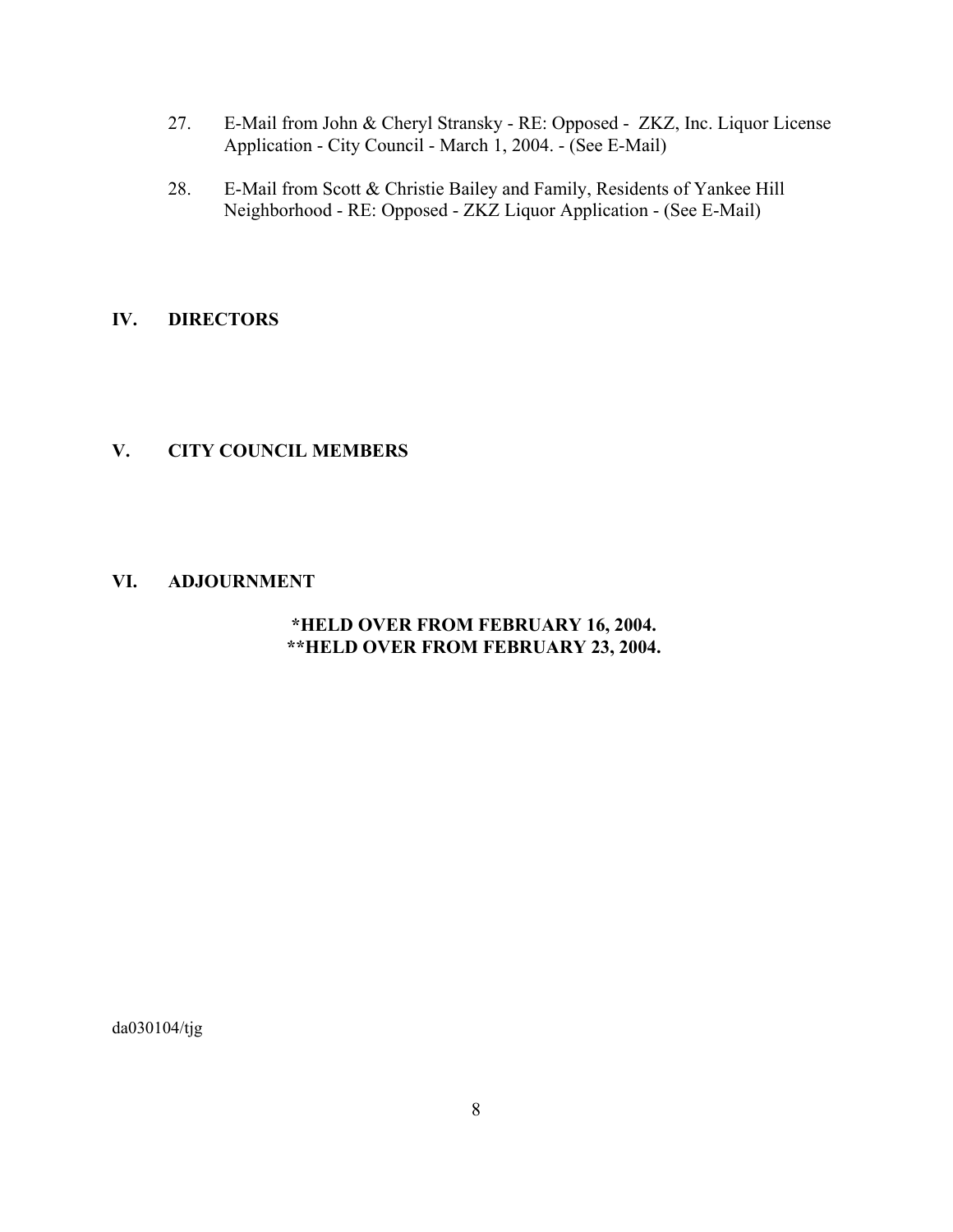27. E-Mail from John & Cheryl Stransky - RE: Opposed - ZKZ, Inc. Liquor License Application - City Council - March 1, 2004. - (See E-Mail)

28. E-Mail from Scott & Christie Bailey and Family, Residents of Yankee Hill Neighborhood - RE: Opposed - ZKZ Liquor Application - (See E-Mail)

## IV. DIRECTORS

## V. CITY COUNCIL MEMBERS

## VI. ADJOURNMENT

**\*HELD OVER FROM FEBRUARY 16, 2004.**
**\*\*HELD OVER FROM FEBRUARY 23, 2004.**

da030104/tjg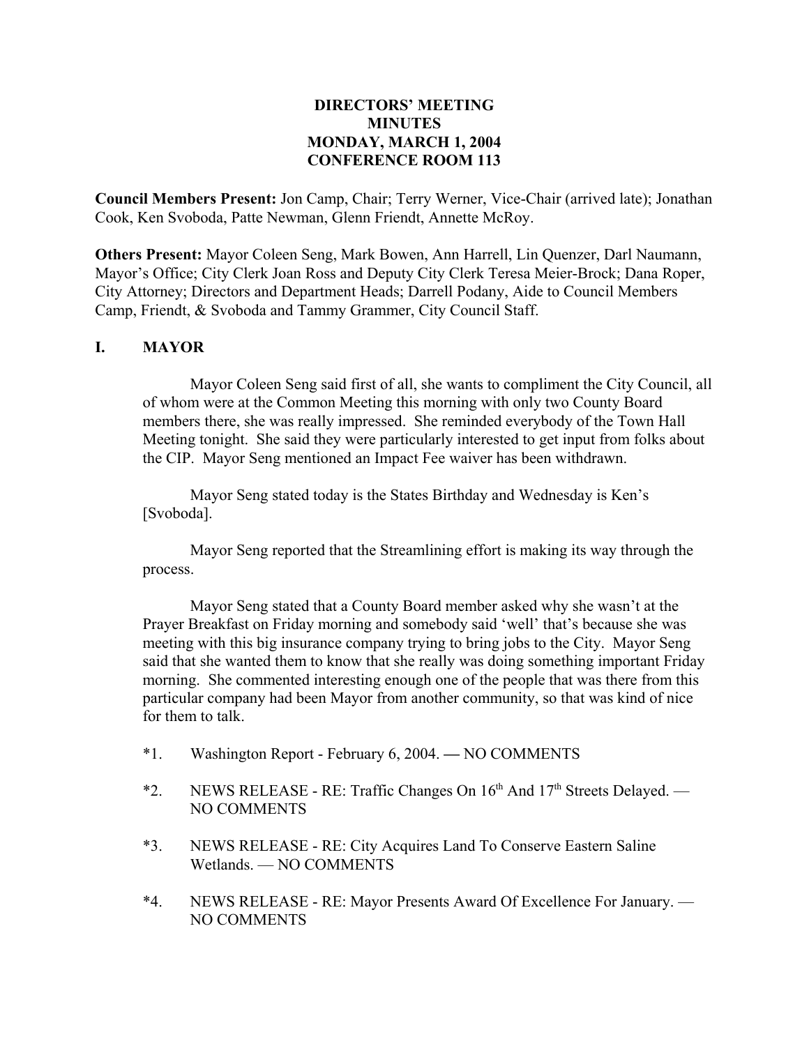**DIRECTORS' MEETING**
**MINUTES**
**MONDAY, MARCH 1, 2004**
**CONFERENCE ROOM 113**

**Council Members Present:** Jon Camp, Chair; Terry Werner, Vice-Chair (arrived late); Jonathan Cook, Ken Svoboda, Patte Newman, Glenn Friendt, Annette McRoy.

**Others Present:** Mayor Coleen Seng, Mark Bowen, Ann Harrell, Lin Quenzer, Darl Naumann, Mayor's Office; City Clerk Joan Ross and Deputy City Clerk Teresa Meier-Brock; Dana Roper, City Attorney; Directors and Department Heads; Darrell Podany, Aide to Council Members Camp, Friendt, & Svoboda and Tammy Grammer, City Council Staff.

## I. MAYOR

Mayor Coleen Seng said first of all, she wants to compliment the City Council, all of whom were at the Common Meeting this morning with only two County Board members there, she was really impressed. She reminded everybody of the Town Hall Meeting tonight. She said they were particularly interested to get input from folks about the CIP. Mayor Seng mentioned an Impact Fee waiver has been withdrawn.

Mayor Seng stated today is the States Birthday and Wednesday is Ken's [Svoboda].

Mayor Seng reported that the Streamlining effort is making its way through the process.

Mayor Seng stated that a County Board member asked why she wasn't at the Prayer Breakfast on Friday morning and somebody said 'well' that's because she was meeting with this big insurance company trying to bring jobs to the City. Mayor Seng said that she wanted them to know that she really was doing something important Friday morning. She commented interesting enough one of the people that was there from this particular company had been Mayor from another community, so that was kind of nice for them to talk.

*1. Washington Report - February 6, 2004. — NO COMMENTS

*2. NEWS RELEASE - RE: Traffic Changes On 16th And 17th Streets Delayed. — NO COMMENTS

*3. NEWS RELEASE - RE: City Acquires Land To Conserve Eastern Saline Wetlands. — NO COMMENTS

*4. NEWS RELEASE - RE: Mayor Presents Award Of Excellence For January. — NO COMMENTS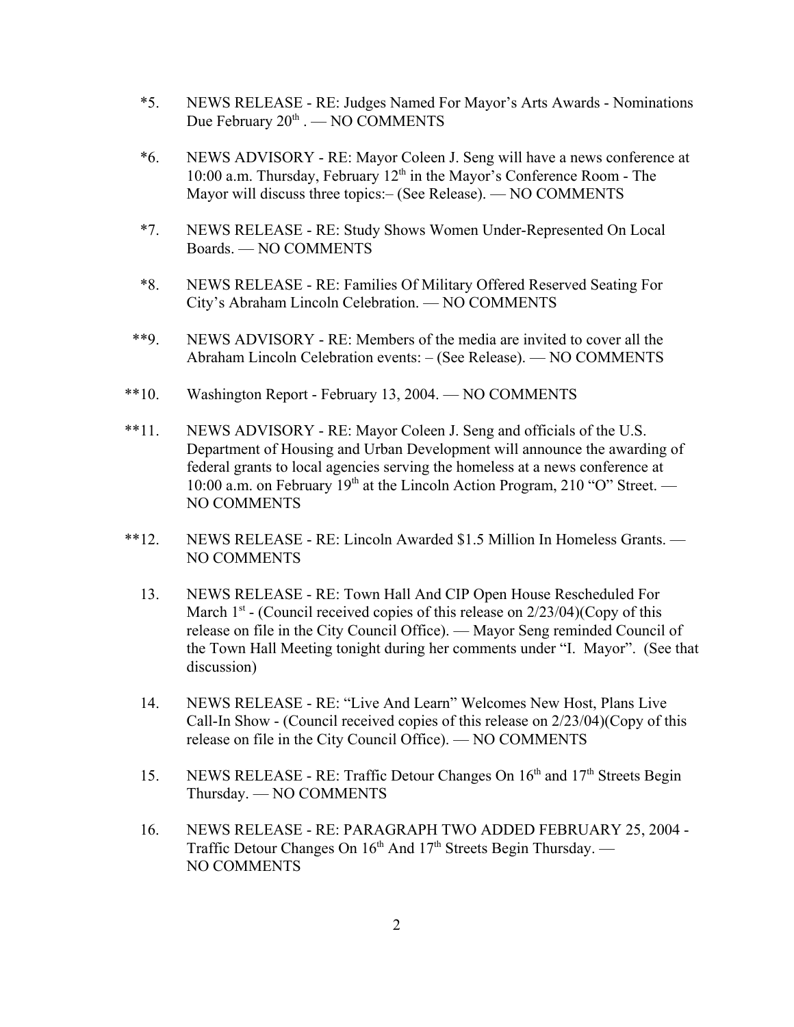*5. NEWS RELEASE - RE: Judges Named For Mayor's Arts Awards - Nominations Due February 20th . — NO COMMENTS

*6. NEWS ADVISORY - RE: Mayor Coleen J. Seng will have a news conference at 10:00 a.m. Thursday, February 12th in the Mayor's Conference Room - The Mayor will discuss three topics:– (See Release). — NO COMMENTS

*7. NEWS RELEASE - RE: Study Shows Women Under-Represented On Local Boards. — NO COMMENTS

*8. NEWS RELEASE - RE: Families Of Military Offered Reserved Seating For City's Abraham Lincoln Celebration. — NO COMMENTS

**9. NEWS ADVISORY - RE: Members of the media are invited to cover all the Abraham Lincoln Celebration events: – (See Release). — NO COMMENTS

**10. Washington Report - February 13, 2004. — NO COMMENTS

**11. NEWS ADVISORY - RE: Mayor Coleen J. Seng and officials of the U.S. Department of Housing and Urban Development will announce the awarding of federal grants to local agencies serving the homeless at a news conference at 10:00 a.m. on February 19th at the Lincoln Action Program, 210 "O" Street. — NO COMMENTS

**12. NEWS RELEASE - RE: Lincoln Awarded $1.5 Million In Homeless Grants. — NO COMMENTS

13. NEWS RELEASE - RE: Town Hall And CIP Open House Rescheduled For March 1st - (Council received copies of this release on 2/23/04)(Copy of this release on file in the City Council Office). — Mayor Seng reminded Council of the Town Hall Meeting tonight during her comments under "I. Mayor". (See that discussion)

14. NEWS RELEASE - RE: "Live And Learn" Welcomes New Host, Plans Live Call-In Show - (Council received copies of this release on 2/23/04)(Copy of this release on file in the City Council Office). — NO COMMENTS

15. NEWS RELEASE - RE: Traffic Detour Changes On 16th and 17th Streets Begin Thursday. — NO COMMENTS

16. NEWS RELEASE - RE: PARAGRAPH TWO ADDED FEBRUARY 25, 2004 - Traffic Detour Changes On 16th And 17th Streets Begin Thursday. — NO COMMENTS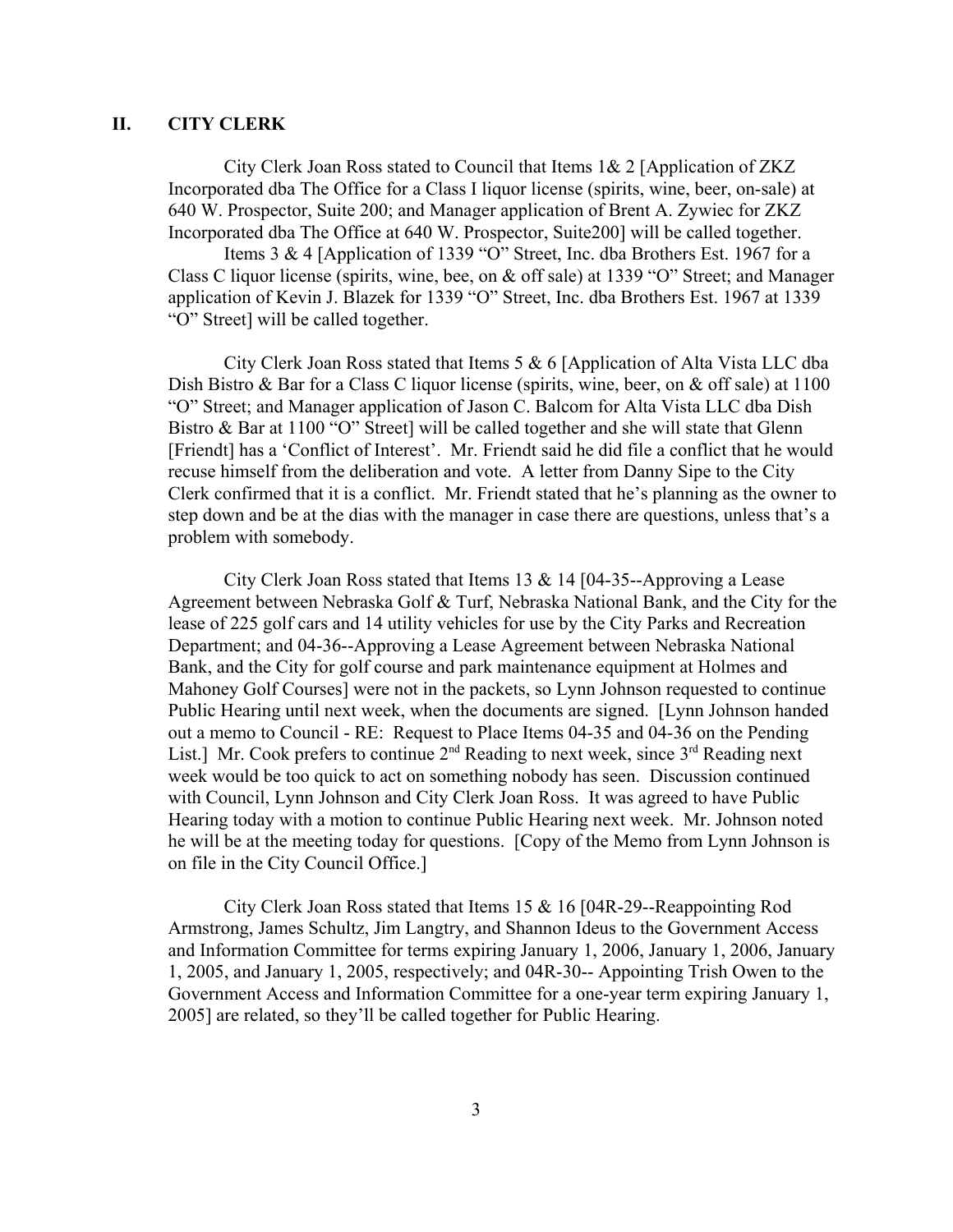## II. CITY CLERK

City Clerk Joan Ross stated to Council that Items 1& 2 [Application of ZKZ Incorporated dba The Office for a Class I liquor license (spirits, wine, beer, on-sale) at 640 W. Prospector, Suite 200; and Manager application of Brent A. Zywiec for ZKZ Incorporated dba The Office at 640 W. Prospector, Suite200] will be called together.

Items 3 & 4 [Application of 1339 "O" Street, Inc. dba Brothers Est. 1967 for a Class C liquor license (spirits, wine, bee, on & off sale) at 1339 "O" Street; and Manager application of Kevin J. Blazek for 1339 "O" Street, Inc. dba Brothers Est. 1967 at 1339 "O" Street] will be called together.

City Clerk Joan Ross stated that Items 5 & 6 [Application of Alta Vista LLC dba Dish Bistro & Bar for a Class C liquor license (spirits, wine, beer, on & off sale) at 1100 "O" Street; and Manager application of Jason C. Balcom for Alta Vista LLC dba Dish Bistro & Bar at 1100 "O" Street] will be called together and she will state that Glenn [Friendt] has a 'Conflict of Interest'. Mr. Friendt said he did file a conflict that he would recuse himself from the deliberation and vote. A letter from Danny Sipe to the City Clerk confirmed that it is a conflict. Mr. Friendt stated that he's planning as the owner to step down and be at the dias with the manager in case there are questions, unless that's a problem with somebody.

City Clerk Joan Ross stated that Items 13 & 14 [04-35--Approving a Lease Agreement between Nebraska Golf & Turf, Nebraska National Bank, and the City for the lease of 225 golf cars and 14 utility vehicles for use by the City Parks and Recreation Department; and 04-36--Approving a Lease Agreement between Nebraska National Bank, and the City for golf course and park maintenance equipment at Holmes and Mahoney Golf Courses] were not in the packets, so Lynn Johnson requested to continue Public Hearing until next week, when the documents are signed. [Lynn Johnson handed out a memo to Council - RE: Request to Place Items 04-35 and 04-36 on the Pending List.] Mr. Cook prefers to continue 2nd Reading to next week, since 3rd Reading next week would be too quick to act on something nobody has seen. Discussion continued with Council, Lynn Johnson and City Clerk Joan Ross. It was agreed to have Public Hearing today with a motion to continue Public Hearing next week. Mr. Johnson noted he will be at the meeting today for questions. [Copy of the Memo from Lynn Johnson is on file in the City Council Office.]

City Clerk Joan Ross stated that Items 15 & 16 [04R-29--Reappointing Rod Armstrong, James Schultz, Jim Langtry, and Shannon Ideus to the Government Access and Information Committee for terms expiring January 1, 2006, January 1, 2006, January 1, 2005, and January 1, 2005, respectively; and 04R-30-- Appointing Trish Owen to the Government Access and Information Committee for a one-year term expiring January 1, 2005] are related, so they'll be called together for Public Hearing.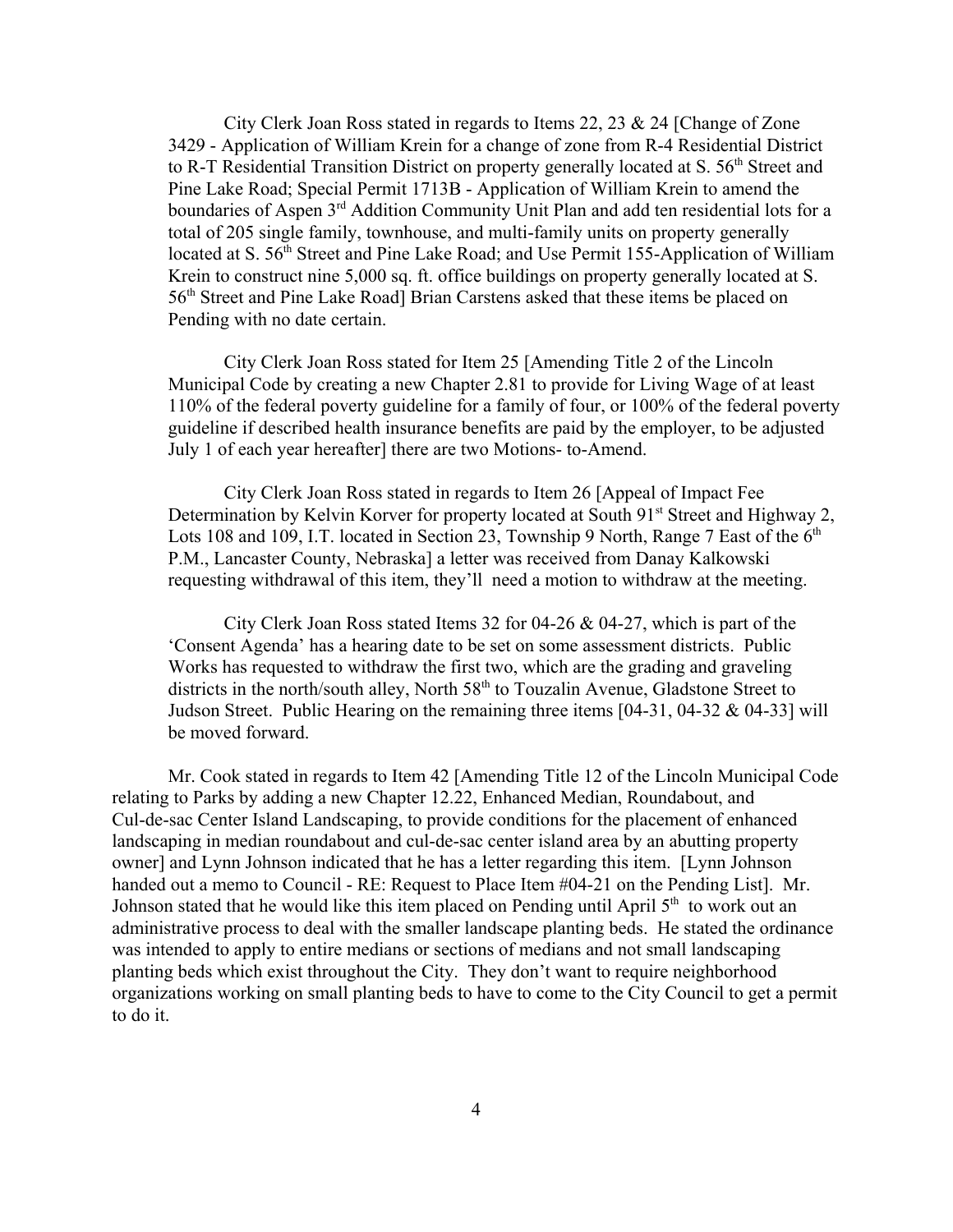City Clerk Joan Ross stated in regards to Items 22, 23 & 24 [Change of Zone 3429 - Application of William Krein for a change of zone from R-4 Residential District to R-T Residential Transition District on property generally located at S. 56th Street and Pine Lake Road; Special Permit 1713B - Application of William Krein to amend the boundaries of Aspen 3rd Addition Community Unit Plan and add ten residential lots for a total of 205 single family, townhouse, and multi-family units on property generally located at S. 56th Street and Pine Lake Road; and Use Permit 155-Application of William Krein to construct nine 5,000 sq. ft. office buildings on property generally located at S. 56th Street and Pine Lake Road] Brian Carstens asked that these items be placed on Pending with no date certain.

City Clerk Joan Ross stated for Item 25 [Amending Title 2 of the Lincoln Municipal Code by creating a new Chapter 2.81 to provide for Living Wage of at least 110% of the federal poverty guideline for a family of four, or 100% of the federal poverty guideline if described health insurance benefits are paid by the employer, to be adjusted July 1 of each year hereafter] there are two Motions- to-Amend.

City Clerk Joan Ross stated in regards to Item 26 [Appeal of Impact Fee Determination by Kelvin Korver for property located at South 91st Street and Highway 2, Lots 108 and 109, I.T. located in Section 23, Township 9 North, Range 7 East of the 6th P.M., Lancaster County, Nebraska] a letter was received from Danay Kalkowski requesting withdrawal of this item, they'll need a motion to withdraw at the meeting.

City Clerk Joan Ross stated Items 32 for 04-26 & 04-27, which is part of the 'Consent Agenda' has a hearing date to be set on some assessment districts. Public Works has requested to withdraw the first two, which are the grading and graveling districts in the north/south alley, North 58th to Touzalin Avenue, Gladstone Street to Judson Street. Public Hearing on the remaining three items [04-31, 04-32 & 04-33] will be moved forward.

Mr. Cook stated in regards to Item 42 [Amending Title 12 of the Lincoln Municipal Code relating to Parks by adding a new Chapter 12.22, Enhanced Median, Roundabout, and Cul-de-sac Center Island Landscaping, to provide conditions for the placement of enhanced landscaping in median roundabout and cul-de-sac center island area by an abutting property owner] and Lynn Johnson indicated that he has a letter regarding this item. [Lynn Johnson handed out a memo to Council - RE: Request to Place Item #04-21 on the Pending List]. Mr. Johnson stated that he would like this item placed on Pending until April 5th to work out an administrative process to deal with the smaller landscape planting beds. He stated the ordinance was intended to apply to entire medians or sections of medians and not small landscaping planting beds which exist throughout the City. They don't want to require neighborhood organizations working on small planting beds to have to come to the City Council to get a permit to do it.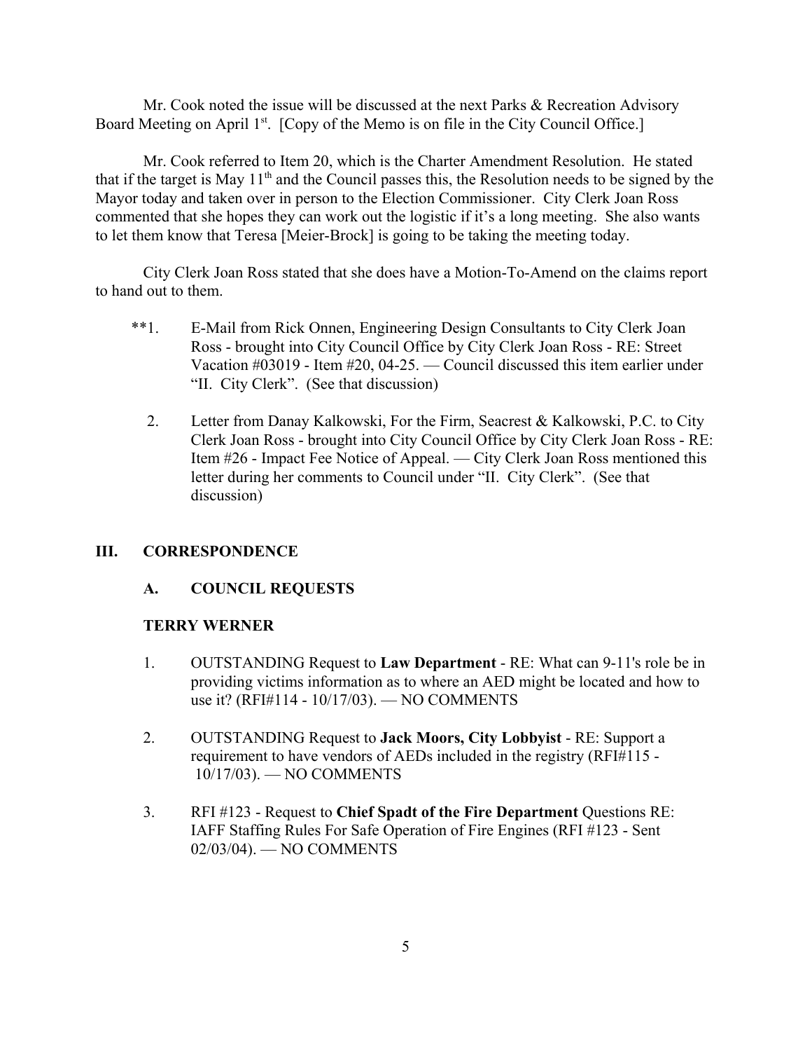Mr. Cook noted the issue will be discussed at the next Parks & Recreation Advisory Board Meeting on April 1st. [Copy of the Memo is on file in the City Council Office.]

Mr. Cook referred to Item 20, which is the Charter Amendment Resolution. He stated that if the target is May 11th and the Council passes this, the Resolution needs to be signed by the Mayor today and taken over in person to the Election Commissioner. City Clerk Joan Ross commented that she hopes they can work out the logistic if it's a long meeting. She also wants to let them know that Teresa [Meier-Brock] is going to be taking the meeting today.

City Clerk Joan Ross stated that she does have a Motion-To-Amend on the claims report to hand out to them.

**1. E-Mail from Rick Onnen, Engineering Design Consultants to City Clerk Joan Ross - brought into City Council Office by City Clerk Joan Ross - RE: Street Vacation #03019 - Item #20, 04-25. — Council discussed this item earlier under "II. City Clerk". (See that discussion)

2. Letter from Danay Kalkowski, For the Firm, Seacrest & Kalkowski, P.C. to City Clerk Joan Ross - brought into City Council Office by City Clerk Joan Ross - RE: Item #26 - Impact Fee Notice of Appeal. — City Clerk Joan Ross mentioned this letter during her comments to Council under "II. City Clerk". (See that discussion)

## III. CORRESPONDENCE

### A. COUNCIL REQUESTS

**TERRY WERNER**

1. OUTSTANDING Request to **Law Department** - RE: What can 9-11's role be in providing victims information as to where an AED might be located and how to use it? (RFI#114 - 10/17/03). — NO COMMENTS

2. OUTSTANDING Request to **Jack Moors, City Lobbyist** - RE: Support a requirement to have vendors of AEDs included in the registry (RFI#115 - 10/17/03). — NO COMMENTS

3. RFI #123 - Request to **Chief Spadt of the Fire Department** Questions RE: IAFF Staffing Rules For Safe Operation of Fire Engines (RFI #123 - Sent 02/03/04). — NO COMMENTS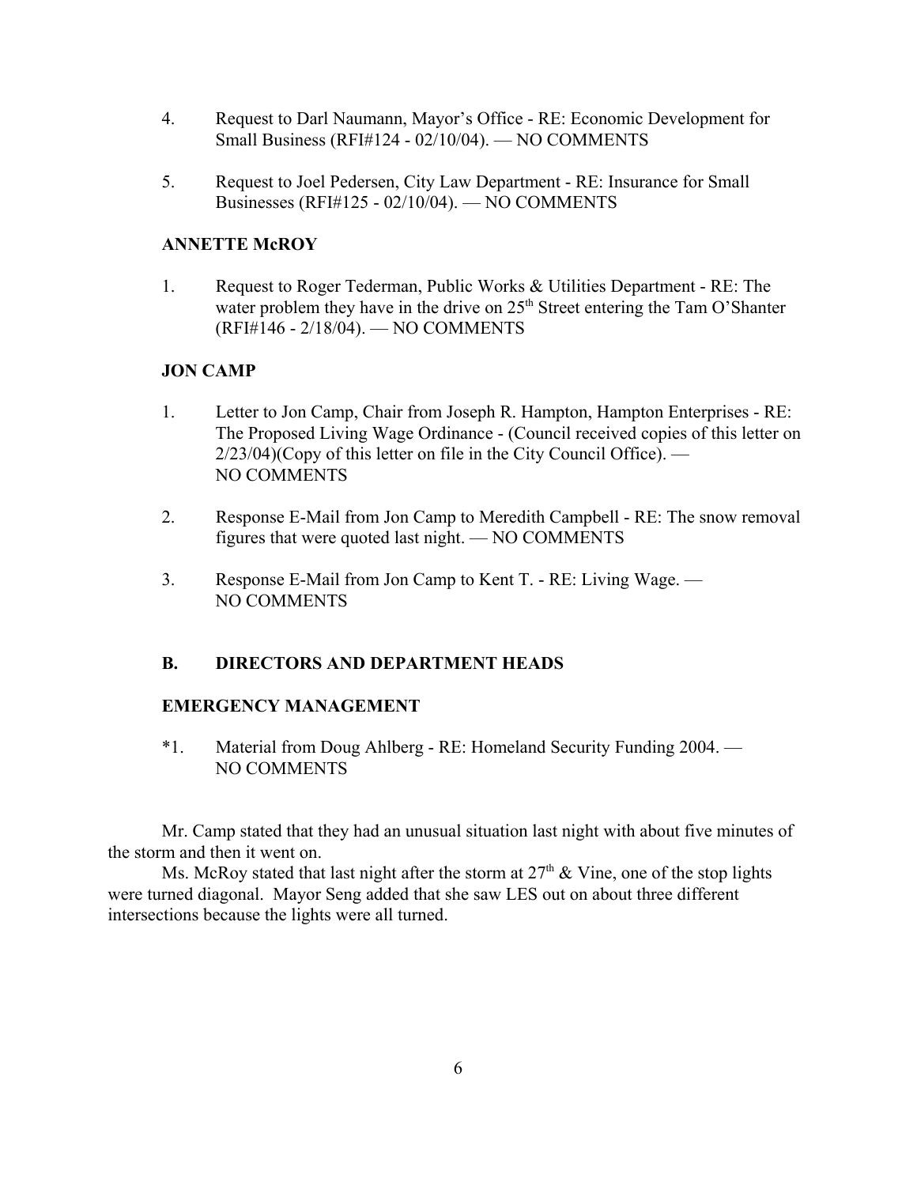4. Request to Darl Naumann, Mayor's Office - RE: Economic Development for Small Business (RFI#124 - 02/10/04). — NO COMMENTS

5. Request to Joel Pedersen, City Law Department - RE: Insurance for Small Businesses (RFI#125 - 02/10/04). — NO COMMENTS

**ANNETTE McROY**

1. Request to Roger Tederman, Public Works & Utilities Department - RE: The water problem they have in the drive on 25th Street entering the Tam O'Shanter (RFI#146 - 2/18/04). — NO COMMENTS

**JON CAMP**

1. Letter to Jon Camp, Chair from Joseph R. Hampton, Hampton Enterprises - RE: The Proposed Living Wage Ordinance - (Council received copies of this letter on 2/23/04)(Copy of this letter on file in the City Council Office). — NO COMMENTS

2. Response E-Mail from Jon Camp to Meredith Campbell - RE: The snow removal figures that were quoted last night. — NO COMMENTS

3. Response E-Mail from Jon Camp to Kent T. - RE: Living Wage. — NO COMMENTS

**B. DIRECTORS AND DEPARTMENT HEADS**

**EMERGENCY MANAGEMENT**

*1. Material from Doug Ahlberg - RE: Homeland Security Funding 2004. — NO COMMENTS

Mr. Camp stated that they had an unusual situation last night with about five minutes of the storm and then it went on.

Ms. McRoy stated that last night after the storm at 27th & Vine, one of the stop lights were turned diagonal. Mayor Seng added that she saw LES out on about three different intersections because the lights were all turned.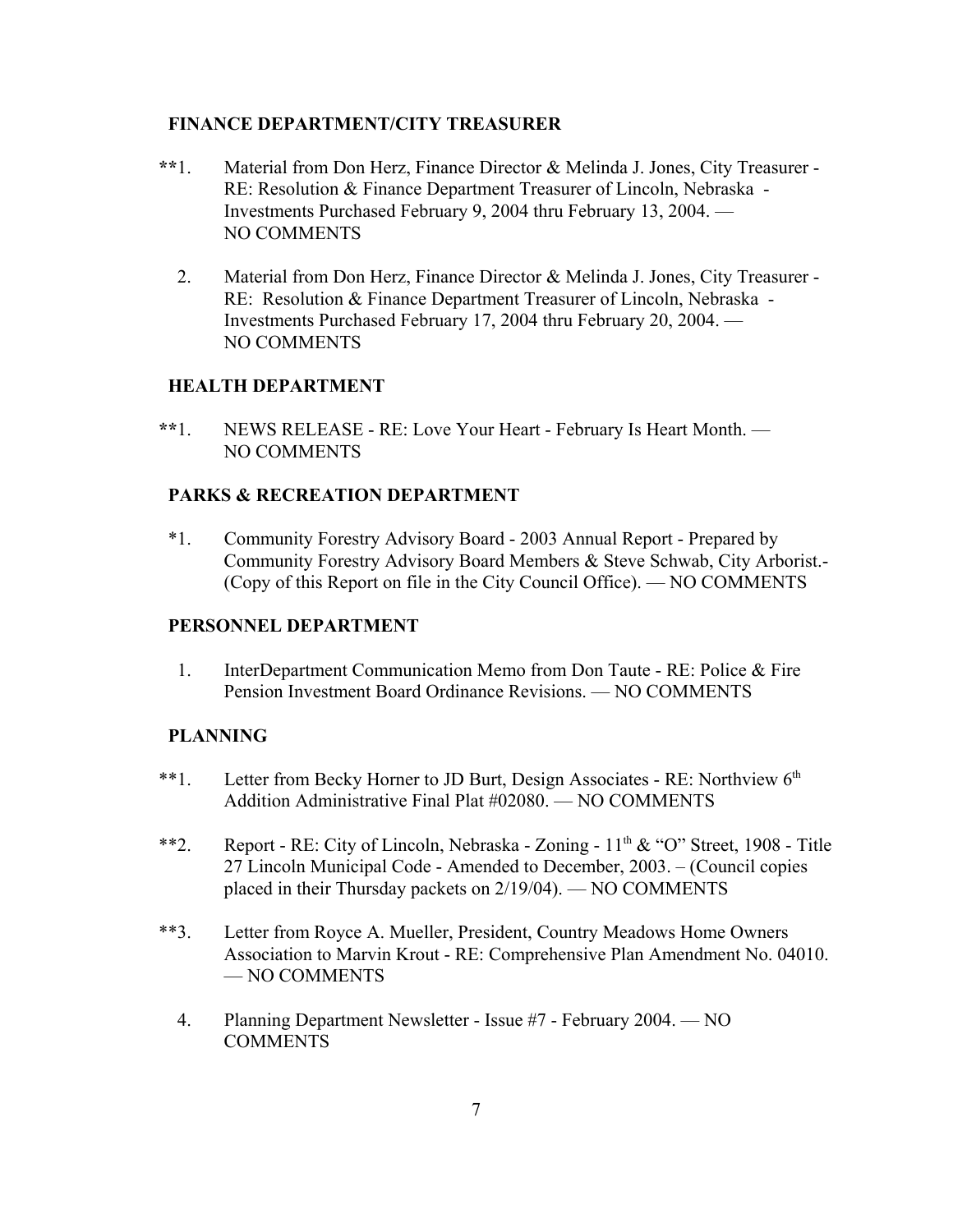**FINANCE DEPARTMENT/CITY TREASURER**

**1. Material from Don Herz, Finance Director & Melinda J. Jones, City Treasurer - RE: Resolution & Finance Department Treasurer of Lincoln, Nebraska - Investments Purchased February 9, 2004 thru February 13, 2004. — NO COMMENTS

2. Material from Don Herz, Finance Director & Melinda J. Jones, City Treasurer - RE: Resolution & Finance Department Treasurer of Lincoln, Nebraska - Investments Purchased February 17, 2004 thru February 20, 2004. — NO COMMENTS

**HEALTH DEPARTMENT**

**1. NEWS RELEASE - RE: Love Your Heart - February Is Heart Month. — NO COMMENTS

**PARKS & RECREATION DEPARTMENT**

*1. Community Forestry Advisory Board - 2003 Annual Report - Prepared by Community Forestry Advisory Board Members & Steve Schwab, City Arborist.- (Copy of this Report on file in the City Council Office). — NO COMMENTS

**PERSONNEL DEPARTMENT**

1. InterDepartment Communication Memo from Don Taute - RE: Police & Fire Pension Investment Board Ordinance Revisions. — NO COMMENTS

**PLANNING**

**1. Letter from Becky Horner to JD Burt, Design Associates - RE: Northview 6th Addition Administrative Final Plat #02080. — NO COMMENTS

**2. Report - RE: City of Lincoln, Nebraska - Zoning - 11th & "O" Street, 1908 - Title 27 Lincoln Municipal Code - Amended to December, 2003. – (Council copies placed in their Thursday packets on 2/19/04). — NO COMMENTS

**3. Letter from Royce A. Mueller, President, Country Meadows Home Owners Association to Marvin Krout - RE: Comprehensive Plan Amendment No. 04010. — NO COMMENTS

4. Planning Department Newsletter - Issue #7 - February 2004. — NO COMMENTS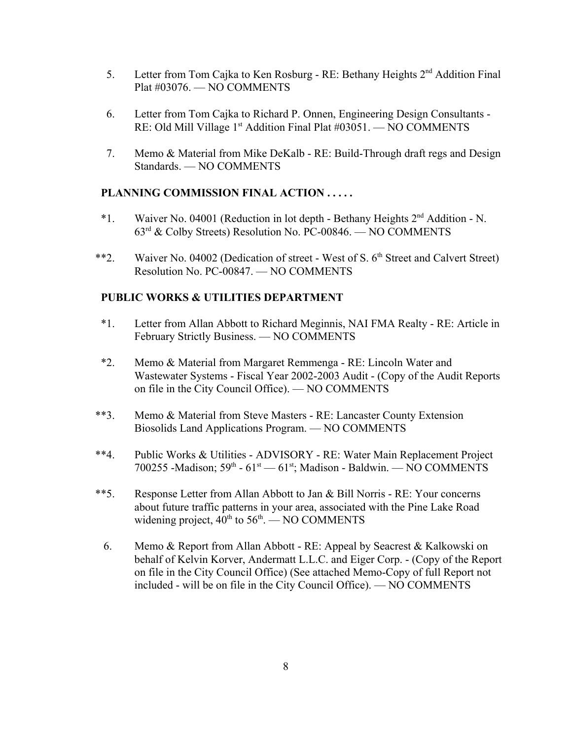5. Letter from Tom Cajka to Ken Rosburg - RE: Bethany Heights 2nd Addition Final Plat #03076. — NO COMMENTS

6. Letter from Tom Cajka to Richard P. Onnen, Engineering Design Consultants - RE: Old Mill Village 1st Addition Final Plat #03051. — NO COMMENTS

7. Memo & Material from Mike DeKalb - RE: Build-Through draft regs and Design Standards. — NO COMMENTS

**PLANNING COMMISSION FINAL ACTION . . . . .**

*1. Waiver No. 04001 (Reduction in lot depth - Bethany Heights 2nd Addition - N. 63rd & Colby Streets) Resolution No. PC-00846. — NO COMMENTS

**2. Waiver No. 04002 (Dedication of street - West of S. 6th Street and Calvert Street) Resolution No. PC-00847. — NO COMMENTS

**PUBLIC WORKS & UTILITIES DEPARTMENT**

*1. Letter from Allan Abbott to Richard Meginnis, NAI FMA Realty - RE: Article in February Strictly Business. — NO COMMENTS

*2. Memo & Material from Margaret Remmenga - RE: Lincoln Water and Wastewater Systems - Fiscal Year 2002-2003 Audit - (Copy of the Audit Reports on file in the City Council Office). — NO COMMENTS

**3. Memo & Material from Steve Masters - RE: Lancaster County Extension Biosolids Land Applications Program. — NO COMMENTS

**4. Public Works & Utilities - ADVISORY - RE: Water Main Replacement Project 700255 -Madison; 59th - 61st — 61st; Madison - Baldwin. — NO COMMENTS

**5. Response Letter from Allan Abbott to Jan & Bill Norris - RE: Your concerns about future traffic patterns in your area, associated with the Pine Lake Road widening project, 40th to 56th. — NO COMMENTS

6. Memo & Report from Allan Abbott - RE: Appeal by Seacrest & Kalkowski on behalf of Kelvin Korver, Andermatt L.L.C. and Eiger Corp. - (Copy of the Report on file in the City Council Office) (See attached Memo-Copy of full Report not included - will be on file in the City Council Office). — NO COMMENTS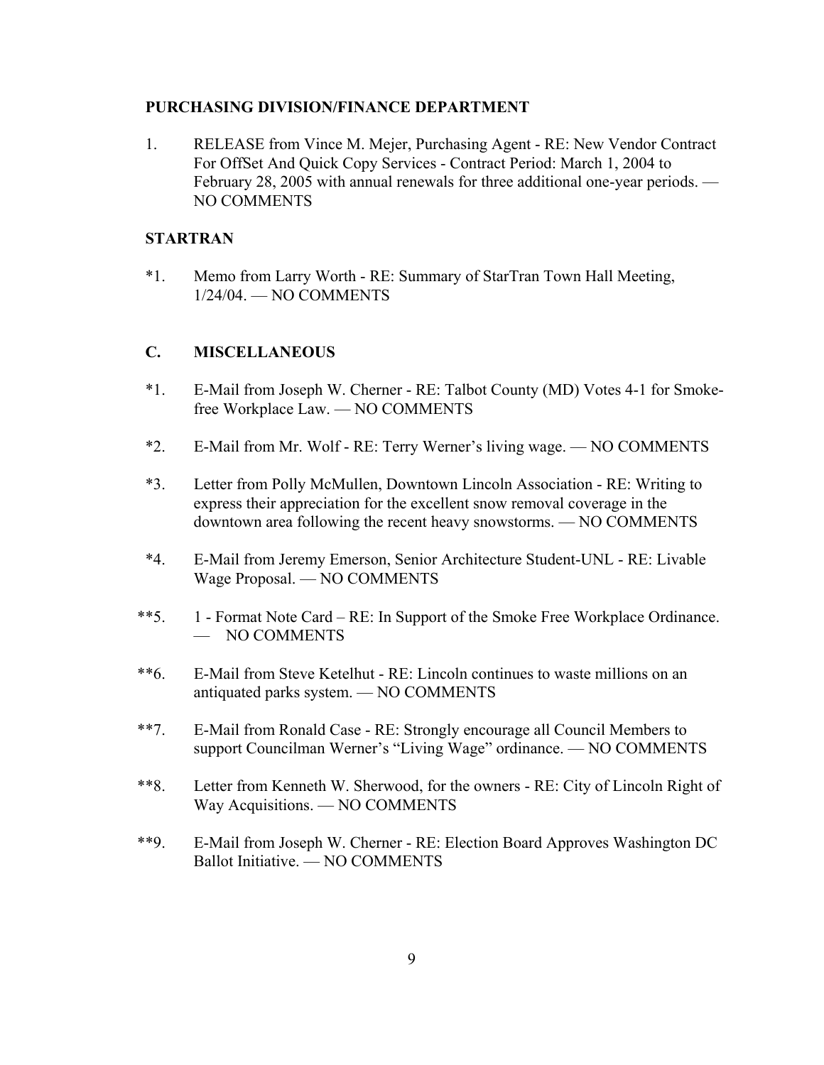**PURCHASING DIVISION/FINANCE DEPARTMENT**

1. RELEASE from Vince M. Mejer, Purchasing Agent - RE: New Vendor Contract For OffSet And Quick Copy Services - Contract Period: March 1, 2004 to February 28, 2005 with annual renewals for three additional one-year periods. — NO COMMENTS

**STARTRAN**

*1. Memo from Larry Worth - RE: Summary of StarTran Town Hall Meeting, 1/24/04. — NO COMMENTS

**C. MISCELLANEOUS**

*1. E-Mail from Joseph W. Cherner - RE: Talbot County (MD) Votes 4-1 for Smoke-free Workplace Law. — NO COMMENTS

*2. E-Mail from Mr. Wolf - RE: Terry Werner's living wage. — NO COMMENTS

*3. Letter from Polly McMullen, Downtown Lincoln Association - RE: Writing to express their appreciation for the excellent snow removal coverage in the downtown area following the recent heavy snowstorms. — NO COMMENTS

*4. E-Mail from Jeremy Emerson, Senior Architecture Student-UNL - RE: Livable Wage Proposal. — NO COMMENTS

**5. 1 - Format Note Card – RE: In Support of the Smoke Free Workplace Ordinance. — NO COMMENTS

**6. E-Mail from Steve Ketelhut - RE: Lincoln continues to waste millions on an antiquated parks system. — NO COMMENTS

**7. E-Mail from Ronald Case - RE: Strongly encourage all Council Members to support Councilman Werner's "Living Wage" ordinance. — NO COMMENTS

**8. Letter from Kenneth W. Sherwood, for the owners - RE: City of Lincoln Right of Way Acquisitions. — NO COMMENTS

**9. E-Mail from Joseph W. Cherner - RE: Election Board Approves Washington DC Ballot Initiative. — NO COMMENTS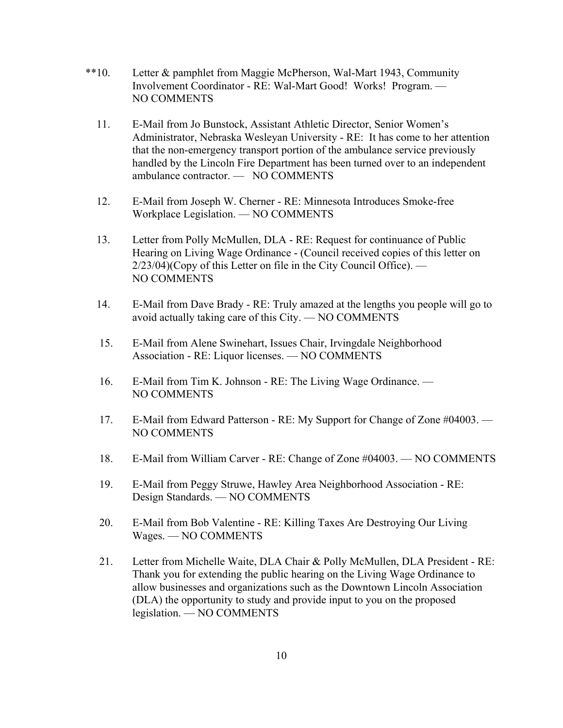**10. Letter & pamphlet from Maggie McPherson, Wal-Mart 1943, Community Involvement Coordinator - RE: Wal-Mart Good! Works! Program. — NO COMMENTS

11. E-Mail from Jo Bunstock, Assistant Athletic Director, Senior Women's Administrator, Nebraska Wesleyan University - RE: It has come to her attention that the non-emergency transport portion of the ambulance service previously handled by the Lincoln Fire Department has been turned over to an independent ambulance contractor. — NO COMMENTS

12. E-Mail from Joseph W. Cherner - RE: Minnesota Introduces Smoke-free Workplace Legislation. — NO COMMENTS

13. Letter from Polly McMullen, DLA - RE: Request for continuance of Public Hearing on Living Wage Ordinance - (Council received copies of this letter on 2/23/04)(Copy of this Letter on file in the City Council Office). — NO COMMENTS

14. E-Mail from Dave Brady - RE: Truly amazed at the lengths you people will go to avoid actually taking care of this City. — NO COMMENTS

15. E-Mail from Alene Swinehart, Issues Chair, Irvingdale Neighborhood Association - RE: Liquor licenses. — NO COMMENTS

16. E-Mail from Tim K. Johnson - RE: The Living Wage Ordinance. — NO COMMENTS

17. E-Mail from Edward Patterson - RE: My Support for Change of Zone #04003. — NO COMMENTS

18. E-Mail from William Carver - RE: Change of Zone #04003. — NO COMMENTS

19. E-Mail from Peggy Struwe, Hawley Area Neighborhood Association - RE: Design Standards. — NO COMMENTS

20. E-Mail from Bob Valentine - RE: Killing Taxes Are Destroying Our Living Wages. — NO COMMENTS

21. Letter from Michelle Waite, DLA Chair & Polly McMullen, DLA President - RE: Thank you for extending the public hearing on the Living Wage Ordinance to allow businesses and organizations such as the Downtown Lincoln Association (DLA) the opportunity to study and provide input to you on the proposed legislation. — NO COMMENTS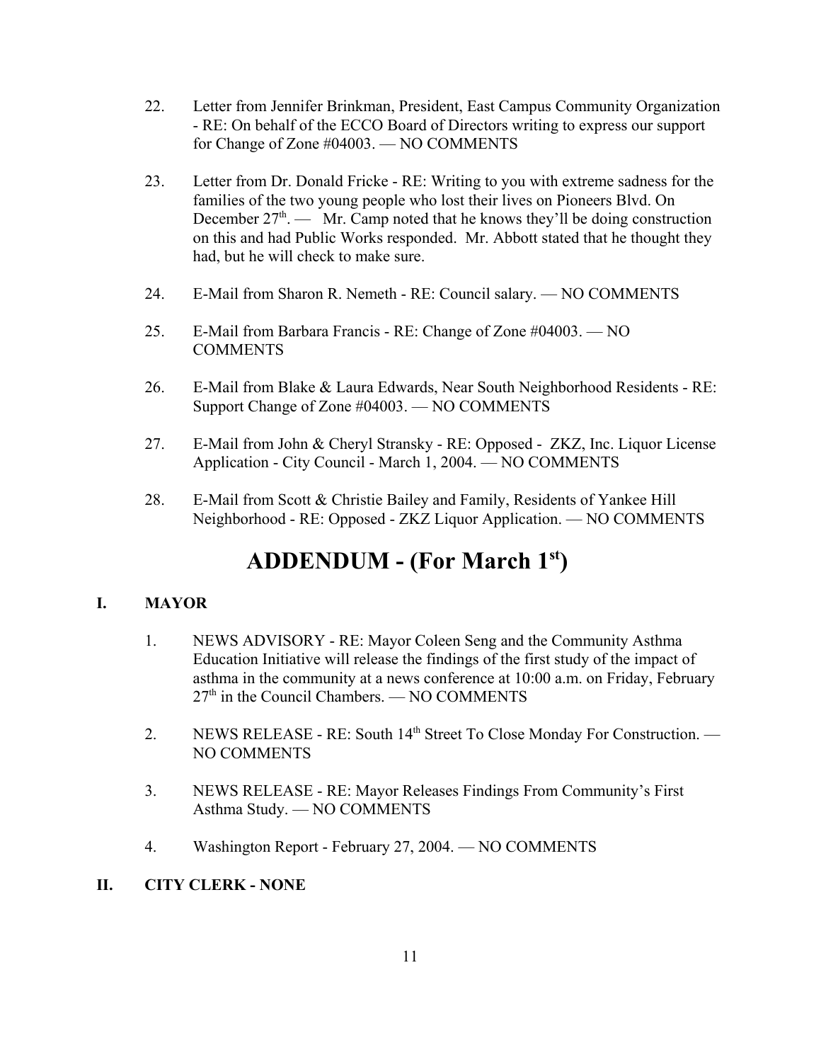22. Letter from Jennifer Brinkman, President, East Campus Community Organization - RE: On behalf of the ECCO Board of Directors writing to express our support for Change of Zone #04003. — NO COMMENTS

23. Letter from Dr. Donald Fricke - RE: Writing to you with extreme sadness for the families of the two young people who lost their lives on Pioneers Blvd. On December 27th. — Mr. Camp noted that he knows they'll be doing construction on this and had Public Works responded. Mr. Abbott stated that he thought they had, but he will check to make sure.

24. E-Mail from Sharon R. Nemeth - RE: Council salary. — NO COMMENTS

25. E-Mail from Barbara Francis - RE: Change of Zone #04003. — NO COMMENTS

26. E-Mail from Blake & Laura Edwards, Near South Neighborhood Residents - RE: Support Change of Zone #04003. — NO COMMENTS

27. E-Mail from John & Cheryl Stransky - RE: Opposed - ZKZ, Inc. Liquor License Application - City Council - March 1, 2004. — NO COMMENTS

28. E-Mail from Scott & Christie Bailey and Family, Residents of Yankee Hill Neighborhood - RE: Opposed - ZKZ Liquor Application. — NO COMMENTS

# ADDENDUM - (For March 1st)

## I. MAYOR

1. NEWS ADVISORY - RE: Mayor Coleen Seng and the Community Asthma Education Initiative will release the findings of the first study of the impact of asthma in the community at a news conference at 10:00 a.m. on Friday, February 27th in the Council Chambers. — NO COMMENTS

2. NEWS RELEASE - RE: South 14th Street To Close Monday For Construction. — NO COMMENTS

3. NEWS RELEASE - RE: Mayor Releases Findings From Community's First Asthma Study. — NO COMMENTS

4. Washington Report - February 27, 2004. — NO COMMENTS

## II. CITY CLERK - NONE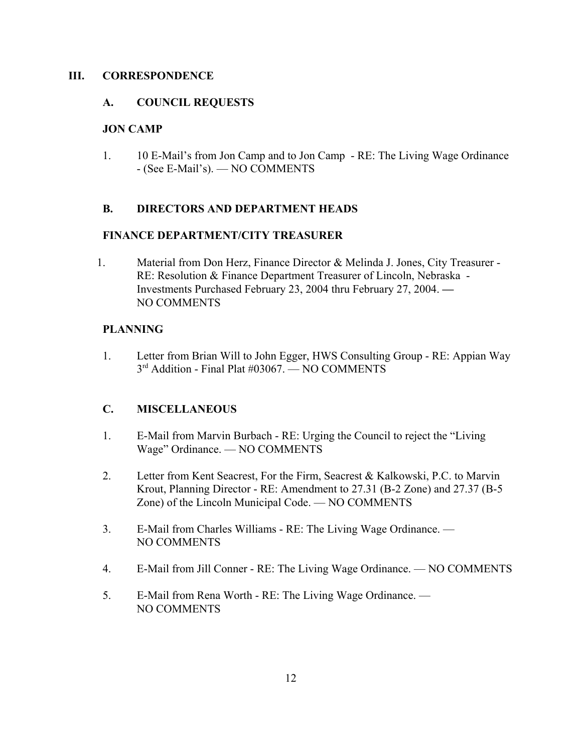## III. CORRESPONDENCE

### A. COUNCIL REQUESTS

**JON CAMP**

1. 10 E-Mail's from Jon Camp and to Jon Camp - RE: The Living Wage Ordinance - (See E-Mail's). — NO COMMENTS

### B. DIRECTORS AND DEPARTMENT HEADS

**FINANCE DEPARTMENT/CITY TREASURER**

1. Material from Don Herz, Finance Director & Melinda J. Jones, City Treasurer - RE: Resolution & Finance Department Treasurer of Lincoln, Nebraska - Investments Purchased February 23, 2004 thru February 27, 2004. — NO COMMENTS

**PLANNING**

1. Letter from Brian Will to John Egger, HWS Consulting Group - RE: Appian Way 3rd Addition - Final Plat #03067. — NO COMMENTS

### C. MISCELLANEOUS

1. E-Mail from Marvin Burbach - RE: Urging the Council to reject the "Living Wage" Ordinance. — NO COMMENTS
2. Letter from Kent Seacrest, For the Firm, Seacrest & Kalkowski, P.C. to Marvin Krout, Planning Director - RE: Amendment to 27.31 (B-2 Zone) and 27.37 (B-5 Zone) of the Lincoln Municipal Code. — NO COMMENTS
3. E-Mail from Charles Williams - RE: The Living Wage Ordinance. — NO COMMENTS
4. E-Mail from Jill Conner - RE: The Living Wage Ordinance. — NO COMMENTS
5. E-Mail from Rena Worth - RE: The Living Wage Ordinance. — NO COMMENTS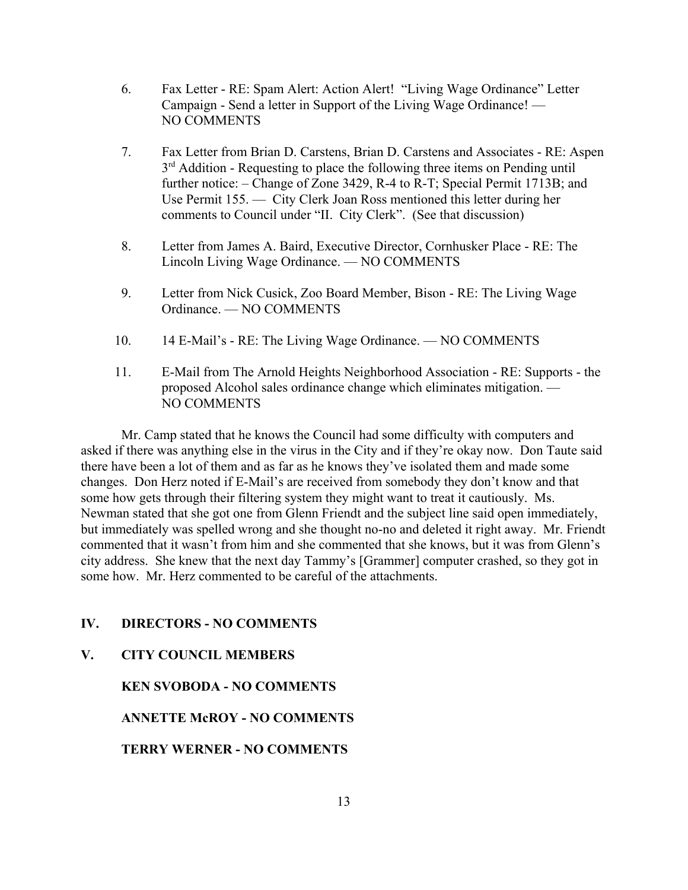6. Fax Letter - RE: Spam Alert: Action Alert! "Living Wage Ordinance" Letter Campaign - Send a letter in Support of the Living Wage Ordinance! — NO COMMENTS

7. Fax Letter from Brian D. Carstens, Brian D. Carstens and Associates - RE: Aspen 3rd Addition - Requesting to place the following three items on Pending until further notice: – Change of Zone 3429, R-4 to R-T; Special Permit 1713B; and Use Permit 155. — City Clerk Joan Ross mentioned this letter during her comments to Council under "II. City Clerk". (See that discussion)

8. Letter from James A. Baird, Executive Director, Cornhusker Place - RE: The Lincoln Living Wage Ordinance. — NO COMMENTS

9. Letter from Nick Cusick, Zoo Board Member, Bison - RE: The Living Wage Ordinance. — NO COMMENTS

10. 14 E-Mail's - RE: The Living Wage Ordinance. — NO COMMENTS

11. E-Mail from The Arnold Heights Neighborhood Association - RE: Supports - the proposed Alcohol sales ordinance change which eliminates mitigation. — NO COMMENTS

Mr. Camp stated that he knows the Council had some difficulty with computers and asked if there was anything else in the virus in the City and if they're okay now. Don Taute said there have been a lot of them and as far as he knows they've isolated them and made some changes. Don Herz noted if E-Mail's are received from somebody they don't know and that some how gets through their filtering system they might want to treat it cautiously. Ms. Newman stated that she got one from Glenn Friendt and the subject line said open immediately, but immediately was spelled wrong and she thought no-no and deleted it right away. Mr. Friendt commented that it wasn't from him and she commented that she knows, but it was from Glenn's city address. She knew that the next day Tammy's [Grammer] computer crashed, so they got in some how. Mr. Herz commented to be careful of the attachments.

## IV. DIRECTORS - NO COMMENTS

## V. CITY COUNCIL MEMBERS

**KEN SVOBODA - NO COMMENTS**

**ANNETTE McROY - NO COMMENTS**

**TERRY WERNER - NO COMMENTS**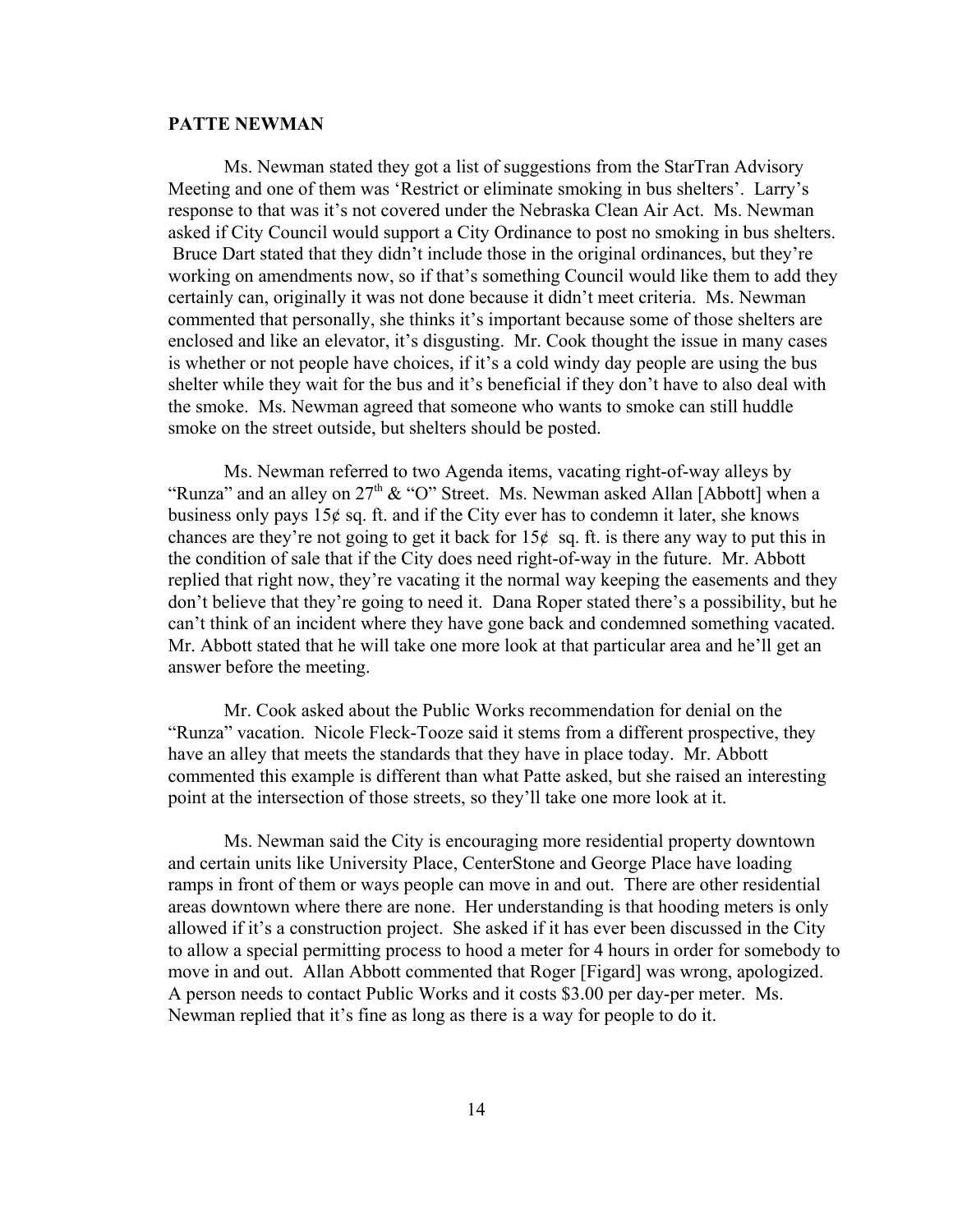## PATTE NEWMAN

Ms. Newman stated they got a list of suggestions from the StarTran Advisory Meeting and one of them was 'Restrict or eliminate smoking in bus shelters'. Larry's response to that was it's not covered under the Nebraska Clean Air Act. Ms. Newman asked if City Council would support a City Ordinance to post no smoking in bus shelters. Bruce Dart stated that they didn't include those in the original ordinances, but they're working on amendments now, so if that's something Council would like them to add they certainly can, originally it was not done because it didn't meet criteria. Ms. Newman commented that personally, she thinks it's important because some of those shelters are enclosed and like an elevator, it's disgusting. Mr. Cook thought the issue in many cases is whether or not people have choices, if it's a cold windy day people are using the bus shelter while they wait for the bus and it's beneficial if they don't have to also deal with the smoke. Ms. Newman agreed that someone who wants to smoke can still huddle smoke on the street outside, but shelters should be posted.

Ms. Newman referred to two Agenda items, vacating right-of-way alleys by "Runza" and an alley on 27th & "O" Street. Ms. Newman asked Allan [Abbott] when a business only pays 15¢ sq. ft. and if the City ever has to condemn it later, she knows chances are they're not going to get it back for 15¢ sq. ft. is there any way to put this in the condition of sale that if the City does need right-of-way in the future. Mr. Abbott replied that right now, they're vacating it the normal way keeping the easements and they don't believe that they're going to need it. Dana Roper stated there's a possibility, but he can't think of an incident where they have gone back and condemned something vacated. Mr. Abbott stated that he will take one more look at that particular area and he'll get an answer before the meeting.

Mr. Cook asked about the Public Works recommendation for denial on the "Runza" vacation. Nicole Fleck-Tooze said it stems from a different prospective, they have an alley that meets the standards that they have in place today. Mr. Abbott commented this example is different than what Patte asked, but she raised an interesting point at the intersection of those streets, so they'll take one more look at it.

Ms. Newman said the City is encouraging more residential property downtown and certain units like University Place, CenterStone and George Place have loading ramps in front of them or ways people can move in and out. There are other residential areas downtown where there are none. Her understanding is that hooding meters is only allowed if it's a construction project. She asked if it has ever been discussed in the City to allow a special permitting process to hood a meter for 4 hours in order for somebody to move in and out. Allan Abbott commented that Roger [Figard] was wrong, apologized. A person needs to contact Public Works and it costs $3.00 per day-per meter. Ms. Newman replied that it's fine as long as there is a way for people to do it.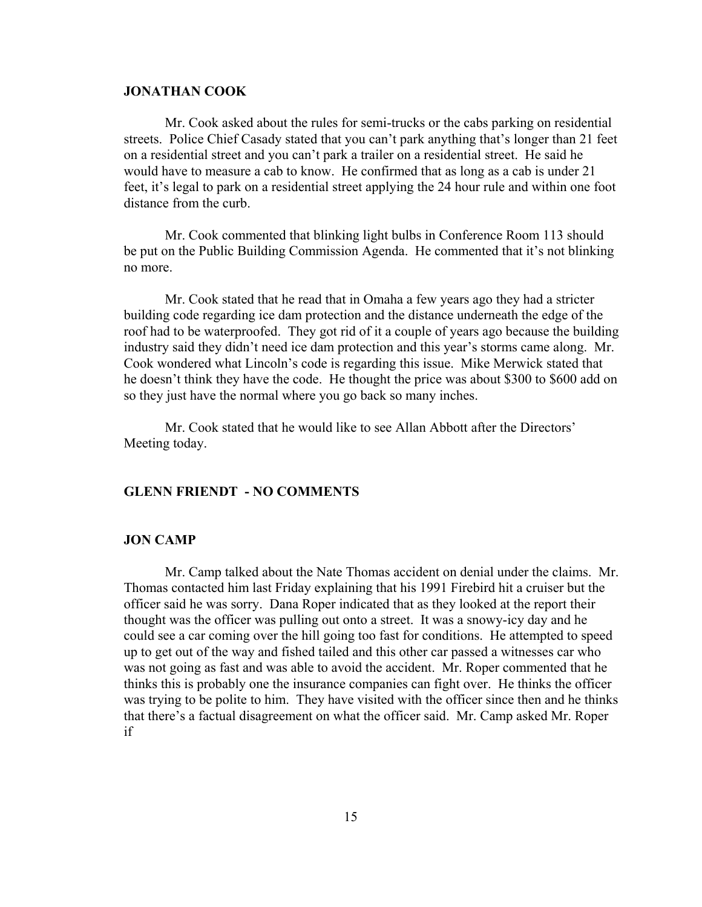### JONATHAN COOK

Mr. Cook asked about the rules for semi-trucks or the cabs parking on residential streets. Police Chief Casady stated that you can't park anything that's longer than 21 feet on a residential street and you can't park a trailer on a residential street. He said he would have to measure a cab to know. He confirmed that as long as a cab is under 21 feet, it's legal to park on a residential street applying the 24 hour rule and within one foot distance from the curb.

Mr. Cook commented that blinking light bulbs in Conference Room 113 should be put on the Public Building Commission Agenda. He commented that it's not blinking no more.

Mr. Cook stated that he read that in Omaha a few years ago they had a stricter building code regarding ice dam protection and the distance underneath the edge of the roof had to be waterproofed. They got rid of it a couple of years ago because the building industry said they didn't need ice dam protection and this year's storms came along. Mr. Cook wondered what Lincoln's code is regarding this issue. Mike Merwick stated that he doesn't think they have the code. He thought the price was about $300 to $600 add on so they just have the normal where you go back so many inches.

Mr. Cook stated that he would like to see Allan Abbott after the Directors' Meeting today.

### GLENN FRIENDT - NO COMMENTS

### JON CAMP

Mr. Camp talked about the Nate Thomas accident on denial under the claims. Mr. Thomas contacted him last Friday explaining that his 1991 Firebird hit a cruiser but the officer said he was sorry. Dana Roper indicated that as they looked at the report their thought was the officer was pulling out onto a street. It was a snowy-icy day and he could see a car coming over the hill going too fast for conditions. He attempted to speed up to get out of the way and fished tailed and this other car passed a witnesses car who was not going as fast and was able to avoid the accident. Mr. Roper commented that he thinks this is probably one the insurance companies can fight over. He thinks the officer was trying to be polite to him. They have visited with the officer since then and he thinks that there's a factual disagreement on what the officer said. Mr. Camp asked Mr. Roper if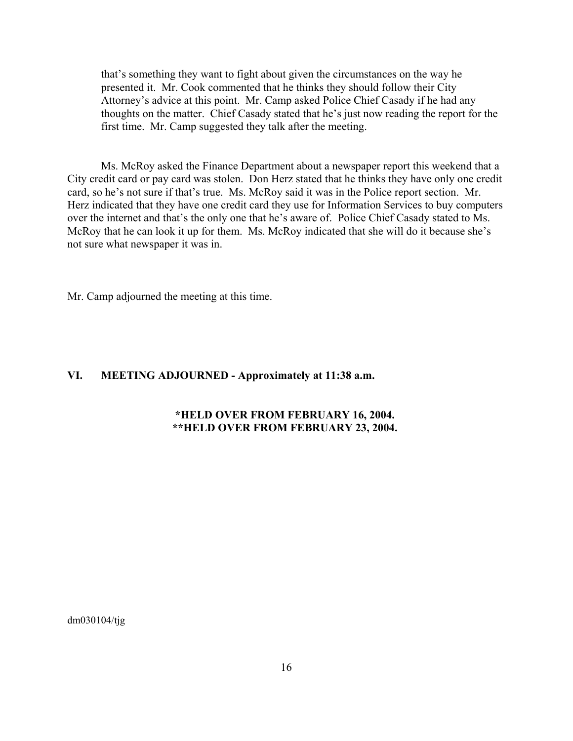that's something they want to fight about given the circumstances on the way he presented it. Mr. Cook commented that he thinks they should follow their City Attorney's advice at this point. Mr. Camp asked Police Chief Casady if he had any thoughts on the matter. Chief Casady stated that he's just now reading the report for the first time. Mr. Camp suggested they talk after the meeting.

Ms. McRoy asked the Finance Department about a newspaper report this weekend that a City credit card or pay card was stolen. Don Herz stated that he thinks they have only one credit card, so he's not sure if that's true. Ms. McRoy said it was in the Police report section. Mr. Herz indicated that they have one credit card they use for Information Services to buy computers over the internet and that's the only one that he's aware of. Police Chief Casady stated to Ms. McRoy that he can look it up for them. Ms. McRoy indicated that she will do it because she's not sure what newspaper it was in.

Mr. Camp adjourned the meeting at this time.

## VI. MEETING ADJOURNED - Approximately at 11:38 a.m.

**\*HELD OVER FROM FEBRUARY 16, 2004.**
**\*\*HELD OVER FROM FEBRUARY 23, 2004.**

dm030104/tjg